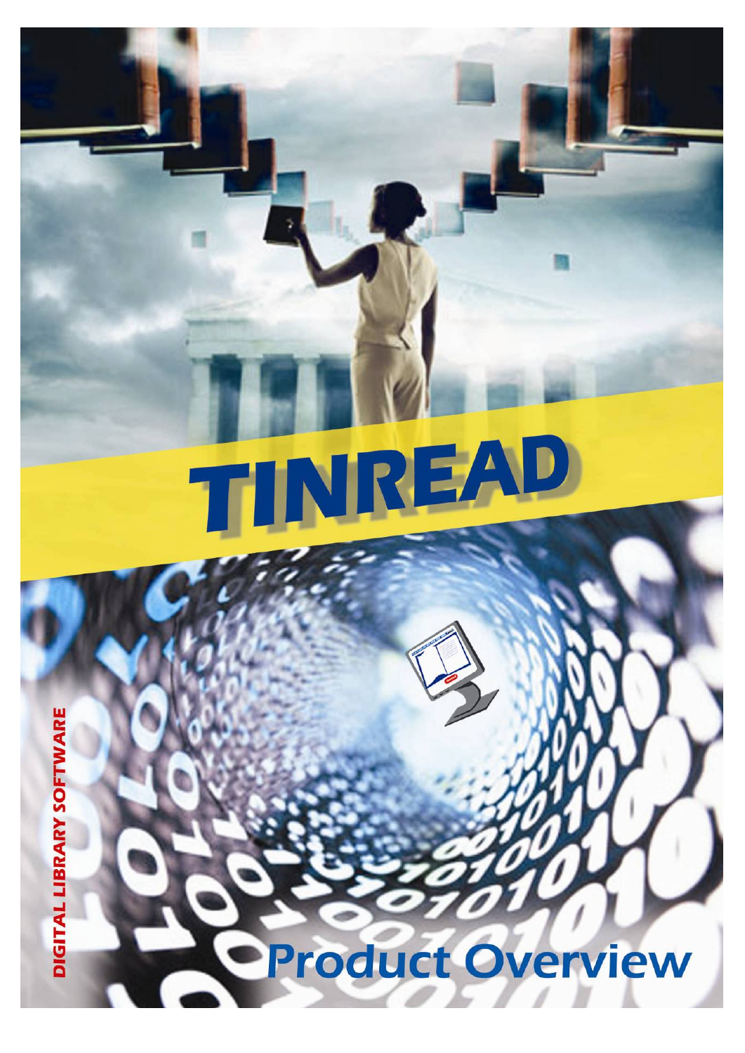# TINREAD

DIGITAL LIBRARY SOFTWARE

## Product Overview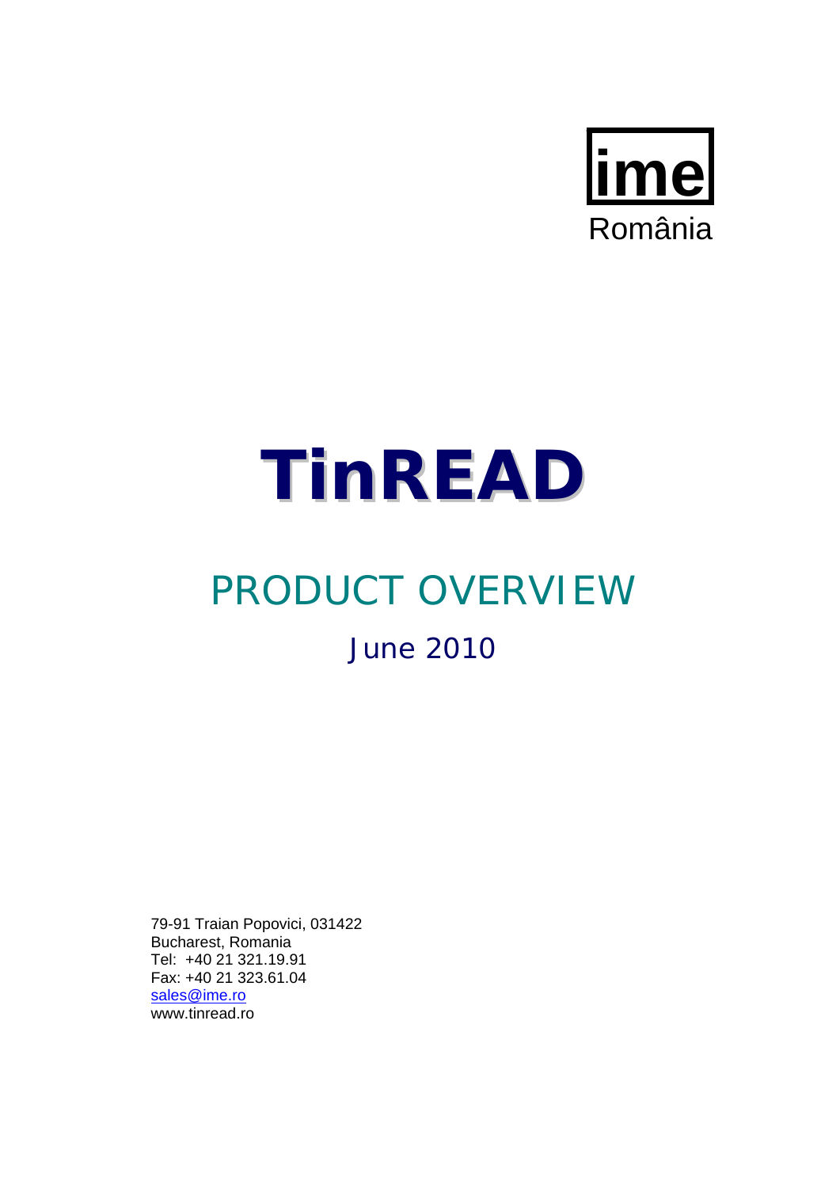**ime**
România

# TinREAD

## PRODUCT OVERVIEW

### June 2010

79-91 Traian Popovici, 031422
Bucharest, Romania
Tel: +40 21 321.19.91
Fax: +40 21 323.61.04
sales@ime.ro
www.tinread.ro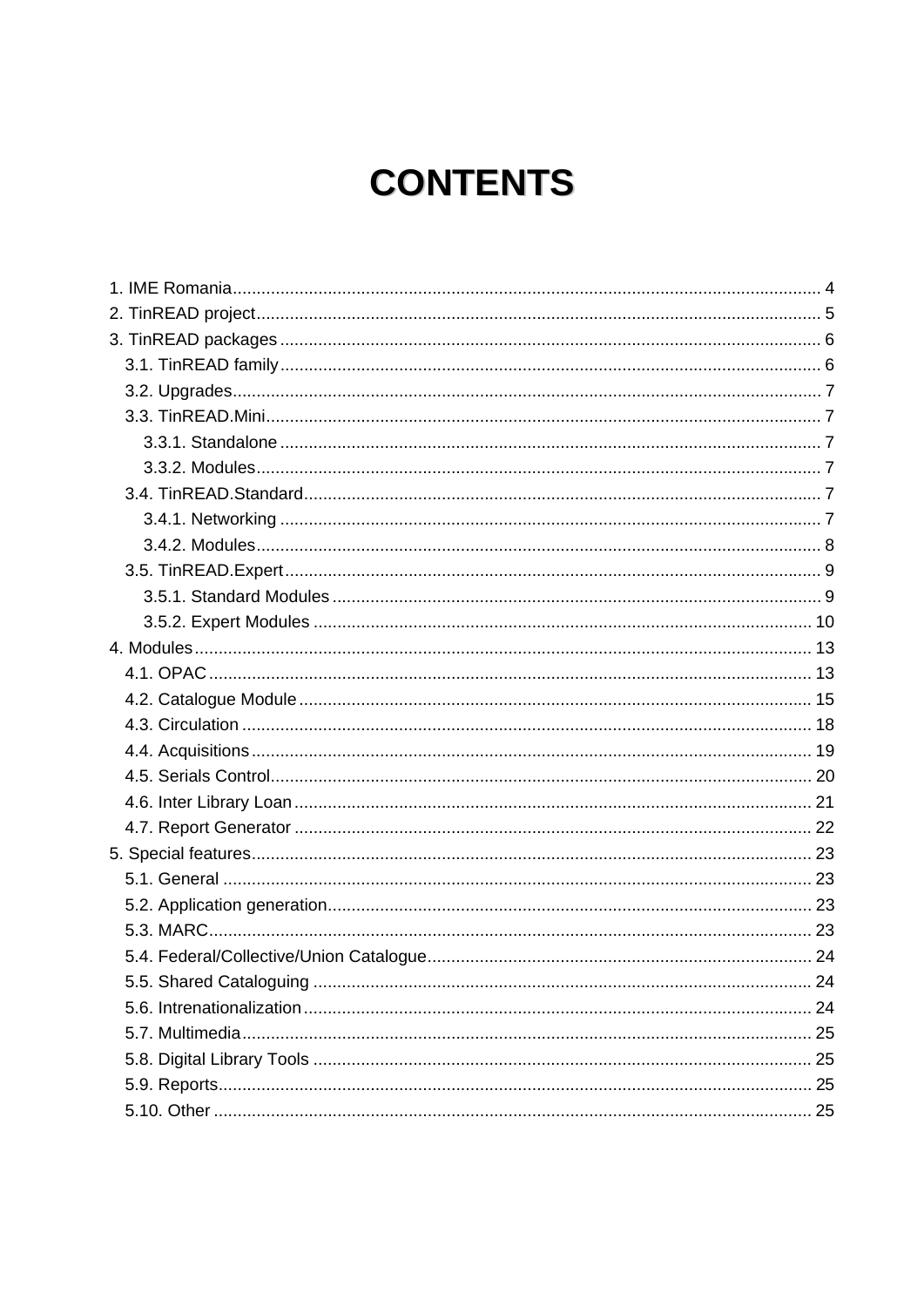# CONTENTS

1. IME Romania ........................................................................................................... 4
2. TinREAD project ...................................................................................................... 5
3. TinREAD packages ................................................................................................. 6
   - 3.1. TinREAD family ................................................................................................. 6
   - 3.2. Upgrades ........................................................................................................... 7
   - 3.3. TinREAD.Mini .................................................................................................... 7
     - 3.3.1. Standalone ................................................................................................. 7
     - 3.3.2. Modules ...................................................................................................... 7
   - 3.4. TinREAD.Standard ............................................................................................ 7
     - 3.4.1. Networking ................................................................................................. 7
     - 3.4.2. Modules ...................................................................................................... 8
   - 3.5. TinREAD.Expert ................................................................................................ 9
     - 3.5.1. Standard Modules ...................................................................................... 9
     - 3.5.2. Expert Modules ........................................................................................ 10
4. Modules ................................................................................................................. 13
   - 4.1. OPAC .............................................................................................................. 13
   - 4.2. Catalogue Module ........................................................................................... 15
   - 4.3. Circulation ....................................................................................................... 18
   - 4.4. Acquisitions ..................................................................................................... 19
   - 4.5. Serials Control ................................................................................................. 20
   - 4.6. Inter Library Loan ............................................................................................ 21
   - 4.7. Report Generator ............................................................................................ 22
5. Special features ..................................................................................................... 23
   - 5.1. General ........................................................................................................... 23
   - 5.2. Application generation ..................................................................................... 23
   - 5.3. MARC .............................................................................................................. 23
   - 5.4. Federal/Collective/Union Catalogue ................................................................. 24
   - 5.5. Shared Cataloguing ......................................................................................... 24
   - 5.6. Intrenationalization ........................................................................................... 24
   - 5.7. Multimedia ....................................................................................................... 25
   - 5.8. Digital Library Tools ........................................................................................ 25
   - 5.9. Reports ............................................................................................................ 25
   - 5.10. Other ............................................................................................................. 25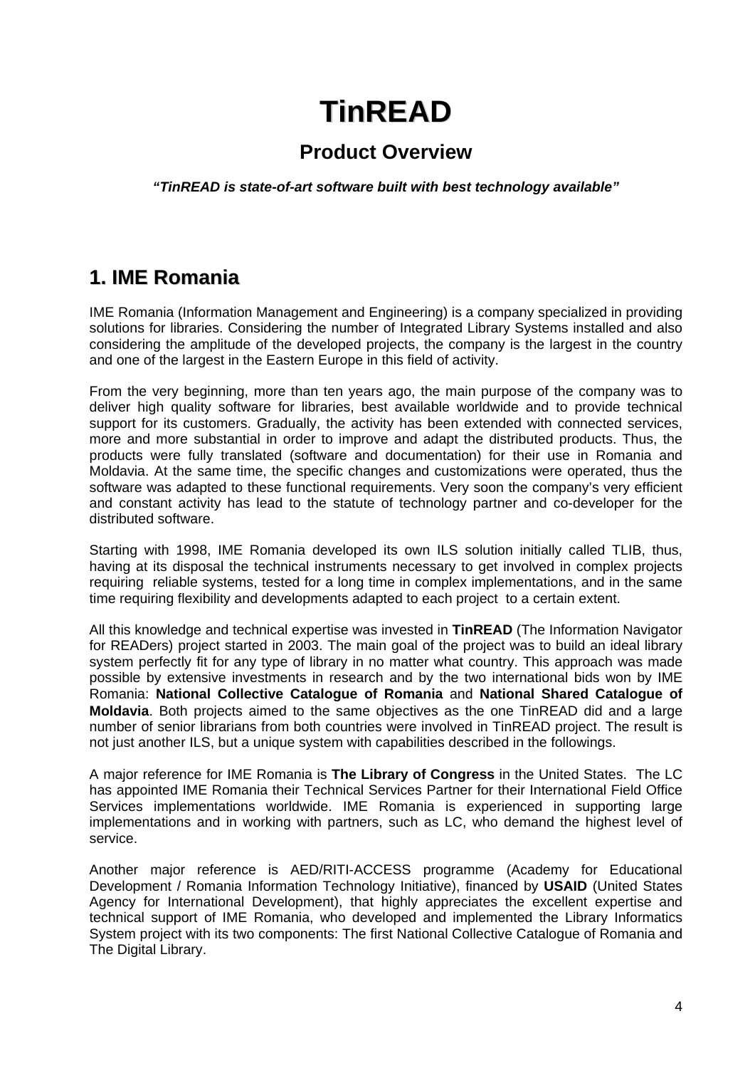# TinREAD

## Product Overview

***"TinREAD is state-of-art software built with best technology available"***

## 1. IME Romania

IME Romania (Information Management and Engineering) is a company specialized in providing solutions for libraries. Considering the number of Integrated Library Systems installed and also considering the amplitude of the developed projects, the company is the largest in the country and one of the largest in the Eastern Europe in this field of activity.

From the very beginning, more than ten years ago, the main purpose of the company was to deliver high quality software for libraries, best available worldwide and to provide technical support for its customers. Gradually, the activity has been extended with connected services, more and more substantial in order to improve and adapt the distributed products. Thus, the products were fully translated (software and documentation) for their use in Romania and Moldavia. At the same time, the specific changes and customizations were operated, thus the software was adapted to these functional requirements. Very soon the company's very efficient and constant activity has lead to the statute of technology partner and co-developer for the distributed software.

Starting with 1998, IME Romania developed its own ILS solution initially called TLIB, thus, having at its disposal the technical instruments necessary to get involved in complex projects requiring reliable systems, tested for a long time in complex implementations, and in the same time requiring flexibility and developments adapted to each project to a certain extent.

All this knowledge and technical expertise was invested in **TinREAD** (The Information Navigator for READers) project started in 2003. The main goal of the project was to build an ideal library system perfectly fit for any type of library in no matter what country. This approach was made possible by extensive investments in research and by the two international bids won by IME Romania: **National Collective Catalogue of Romania** and **National Shared Catalogue of Moldavia**. Both projects aimed to the same objectives as the one TinREAD did and a large number of senior librarians from both countries were involved in TinREAD project. The result is not just another ILS, but a unique system with capabilities described in the followings.

A major reference for IME Romania is **The Library of Congress** in the United States. The LC has appointed IME Romania their Technical Services Partner for their International Field Office Services implementations worldwide. IME Romania is experienced in supporting large implementations and in working with partners, such as LC, who demand the highest level of service.

Another major reference is AED/RITI-ACCESS programme (Academy for Educational Development / Romania Information Technology Initiative), financed by **USAID** (United States Agency for International Development), that highly appreciates the excellent expertise and technical support of IME Romania, who developed and implemented the Library Informatics System project with its two components: The first National Collective Catalogue of Romania and The Digital Library.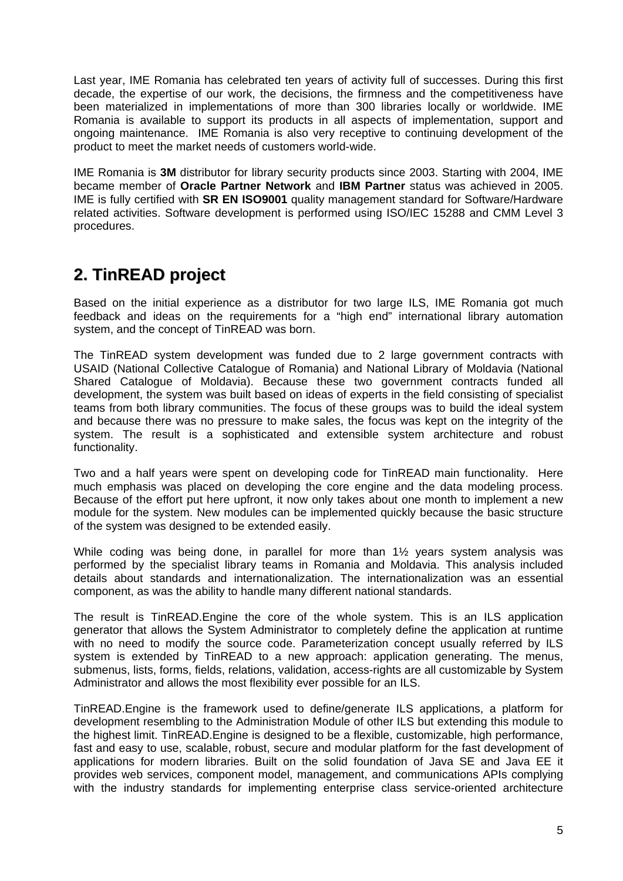Last year, IME Romania has celebrated ten years of activity full of successes. During this first decade, the expertise of our work, the decisions, the firmness and the competitiveness have been materialized in implementations of more than 300 libraries locally or worldwide. IME Romania is available to support its products in all aspects of implementation, support and ongoing maintenance. IME Romania is also very receptive to continuing development of the product to meet the market needs of customers world-wide.

IME Romania is **3M** distributor for library security products since 2003. Starting with 2004, IME became member of **Oracle Partner Network** and **IBM Partner** status was achieved in 2005. IME is fully certified with **SR EN ISO9001** quality management standard for Software/Hardware related activities. Software development is performed using ISO/IEC 15288 and CMM Level 3 procedures.

## 2. TinREAD project

Based on the initial experience as a distributor for two large ILS, IME Romania got much feedback and ideas on the requirements for a "high end" international library automation system, and the concept of TinREAD was born.

The TinREAD system development was funded due to 2 large government contracts with USAID (National Collective Catalogue of Romania) and National Library of Moldavia (National Shared Catalogue of Moldavia). Because these two government contracts funded all development, the system was built based on ideas of experts in the field consisting of specialist teams from both library communities. The focus of these groups was to build the ideal system and because there was no pressure to make sales, the focus was kept on the integrity of the system. The result is a sophisticated and extensible system architecture and robust functionality.

Two and a half years were spent on developing code for TinREAD main functionality. Here much emphasis was placed on developing the core engine and the data modeling process. Because of the effort put here upfront, it now only takes about one month to implement a new module for the system. New modules can be implemented quickly because the basic structure of the system was designed to be extended easily.

While coding was being done, in parallel for more than 1½ years system analysis was performed by the specialist library teams in Romania and Moldavia. This analysis included details about standards and internationalization. The internationalization was an essential component, as was the ability to handle many different national standards.

The result is TinREAD.Engine the core of the whole system. This is an ILS application generator that allows the System Administrator to completely define the application at runtime with no need to modify the source code. Parameterization concept usually referred by ILS system is extended by TinREAD to a new approach: application generating. The menus, submenus, lists, forms, fields, relations, validation, access-rights are all customizable by System Administrator and allows the most flexibility ever possible for an ILS.

TinREAD.Engine is the framework used to define/generate ILS applications, a platform for development resembling to the Administration Module of other ILS but extending this module to the highest limit. TinREAD.Engine is designed to be a flexible, customizable, high performance, fast and easy to use, scalable, robust, secure and modular platform for the fast development of applications for modern libraries. Built on the solid foundation of Java SE and Java EE it provides web services, component model, management, and communications APIs complying with the industry standards for implementing enterprise class service-oriented architecture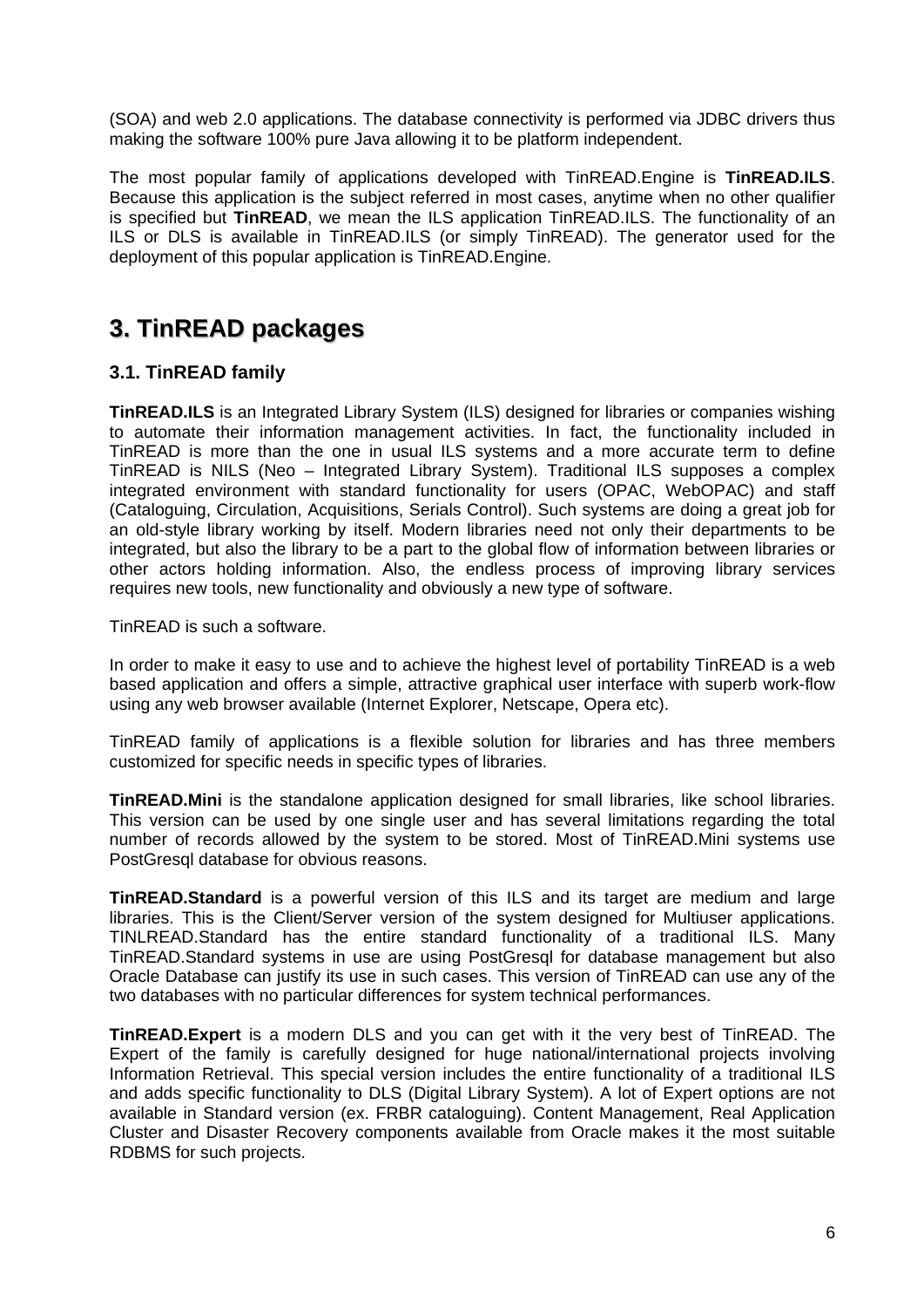(SOA) and web 2.0 applications. The database connectivity is performed via JDBC drivers thus making the software 100% pure Java allowing it to be platform independent.

The most popular family of applications developed with TinREAD.Engine is **TinREAD.ILS**. Because this application is the subject referred in most cases, anytime when no other qualifier is specified but **TinREAD**, we mean the ILS application TinREAD.ILS. The functionality of an ILS or DLS is available in TinREAD.ILS (or simply TinREAD). The generator used for the deployment of this popular application is TinREAD.Engine.

# 3. TinREAD packages

## 3.1. TinREAD family

**TinREAD.ILS** is an Integrated Library System (ILS) designed for libraries or companies wishing to automate their information management activities. In fact, the functionality included in TinREAD is more than the one in usual ILS systems and a more accurate term to define TinREAD is NILS (Neo – Integrated Library System). Traditional ILS supposes a complex integrated environment with standard functionality for users (OPAC, WebOPAC) and staff (Cataloguing, Circulation, Acquisitions, Serials Control). Such systems are doing a great job for an old-style library working by itself. Modern libraries need not only their departments to be integrated, but also the library to be a part to the global flow of information between libraries or other actors holding information. Also, the endless process of improving library services requires new tools, new functionality and obviously a new type of software.

TinREAD is such a software.

In order to make it easy to use and to achieve the highest level of portability TinREAD is a web based application and offers a simple, attractive graphical user interface with superb work-flow using any web browser available (Internet Explorer, Netscape, Opera etc).

TinREAD family of applications is a flexible solution for libraries and has three members customized for specific needs in specific types of libraries.

**TinREAD.Mini** is the standalone application designed for small libraries, like school libraries. This version can be used by one single user and has several limitations regarding the total number of records allowed by the system to be stored. Most of TinREAD.Mini systems use PostGresql database for obvious reasons.

**TinREAD.Standard** is a powerful version of this ILS and its target are medium and large libraries. This is the Client/Server version of the system designed for Multiuser applications. TINLREAD.Standard has the entire standard functionality of a traditional ILS. Many TinREAD.Standard systems in use are using PostGresql for database management but also Oracle Database can justify its use in such cases. This version of TinREAD can use any of the two databases with no particular differences for system technical performances.

**TinREAD.Expert** is a modern DLS and you can get with it the very best of TinREAD. The Expert of the family is carefully designed for huge national/international projects involving Information Retrieval. This special version includes the entire functionality of a traditional ILS and adds specific functionality to DLS (Digital Library System). A lot of Expert options are not available in Standard version (ex. FRBR cataloguing). Content Management, Real Application Cluster and Disaster Recovery components available from Oracle makes it the most suitable RDBMS for such projects.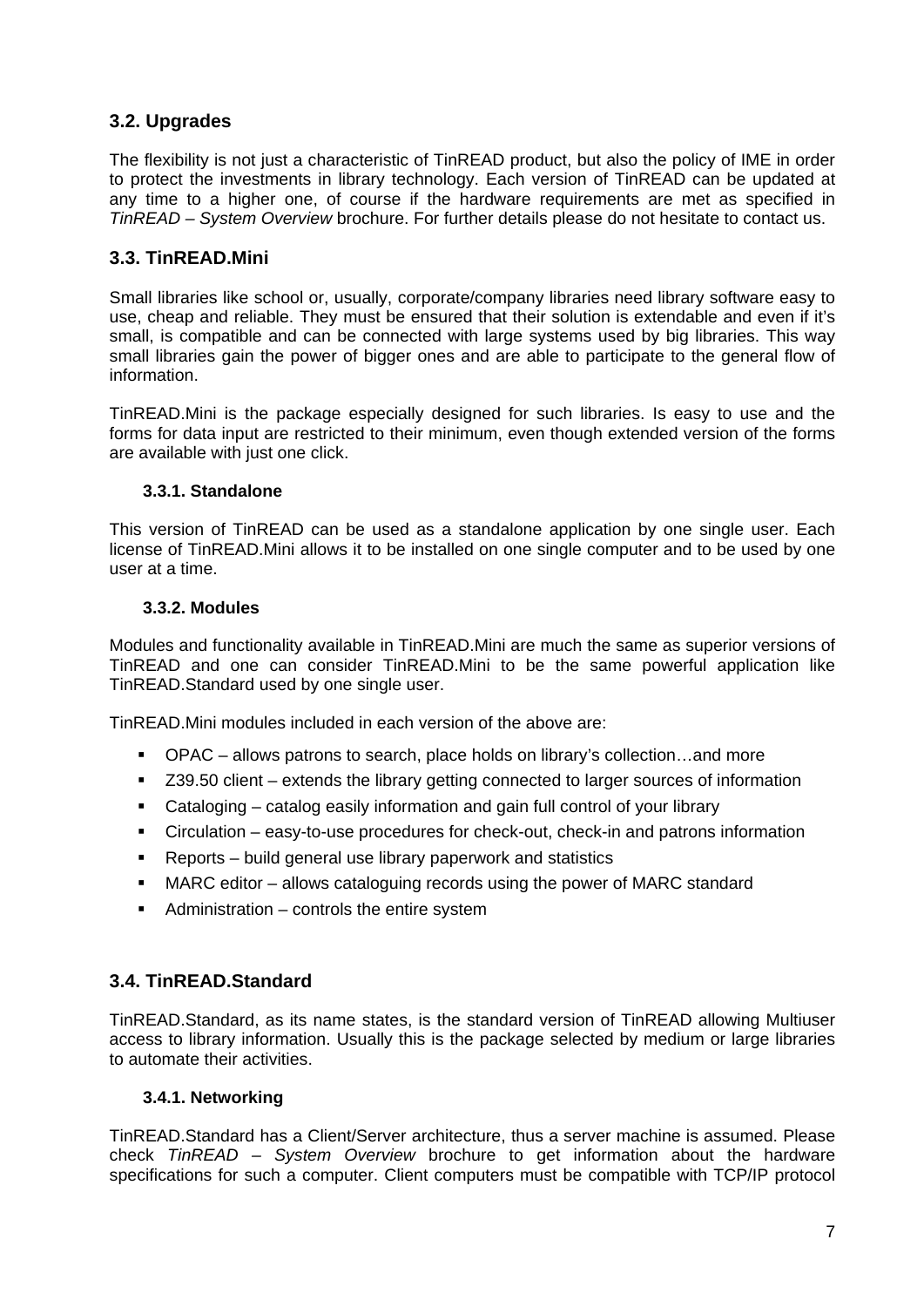## 3.2. Upgrades

The flexibility is not just a characteristic of TinREAD product, but also the policy of IME in order to protect the investments in library technology. Each version of TinREAD can be updated at any time to a higher one, of course if the hardware requirements are met as specified in *TinREAD – System Overview* brochure. For further details please do not hesitate to contact us.

## 3.3. TinREAD.Mini

Small libraries like school or, usually, corporate/company libraries need library software easy to use, cheap and reliable. They must be ensured that their solution is extendable and even if it's small, is compatible and can be connected with large systems used by big libraries. This way small libraries gain the power of bigger ones and are able to participate to the general flow of information.

TinREAD.Mini is the package especially designed for such libraries. Is easy to use and the forms for data input are restricted to their minimum, even though extended version of the forms are available with just one click.

### 3.3.1. Standalone

This version of TinREAD can be used as a standalone application by one single user. Each license of TinREAD.Mini allows it to be installed on one single computer and to be used by one user at a time.

### 3.3.2. Modules

Modules and functionality available in TinREAD.Mini are much the same as superior versions of TinREAD and one can consider TinREAD.Mini to be the same powerful application like TinREAD.Standard used by one single user.

TinREAD.Mini modules included in each version of the above are:

- OPAC – allows patrons to search, place holds on library's collection…and more
- Z39.50 client – extends the library getting connected to larger sources of information
- Cataloging – catalog easily information and gain full control of your library
- Circulation – easy-to-use procedures for check-out, check-in and patrons information
- Reports – build general use library paperwork and statistics
- MARC editor – allows cataloguing records using the power of MARC standard
- Administration – controls the entire system

## 3.4. TinREAD.Standard

TinREAD.Standard, as its name states, is the standard version of TinREAD allowing Multiuser access to library information. Usually this is the package selected by medium or large libraries to automate their activities.

### 3.4.1. Networking

TinREAD.Standard has a Client/Server architecture, thus a server machine is assumed. Please check *TinREAD – System Overview* brochure to get information about the hardware specifications for such a computer. Client computers must be compatible with TCP/IP protocol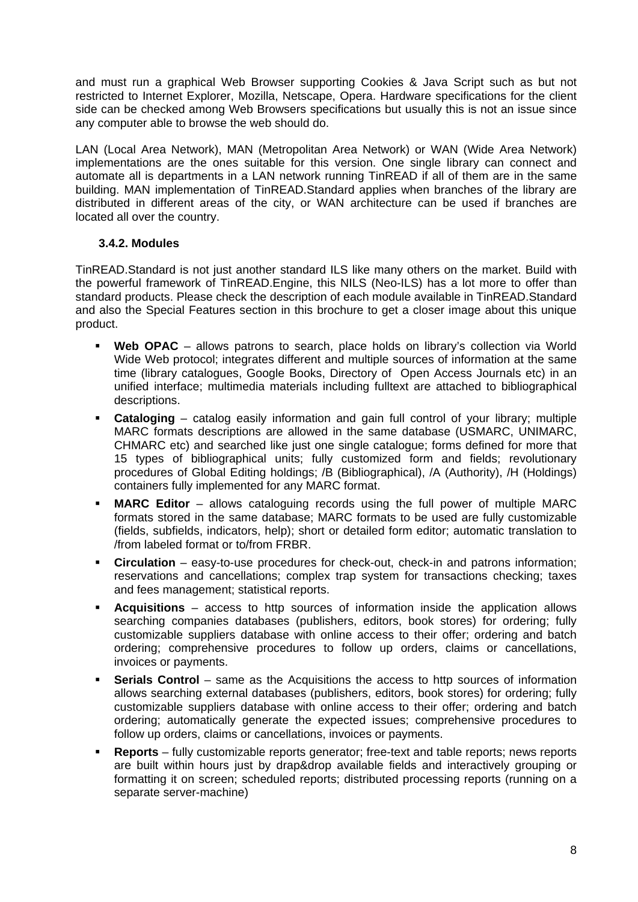and must run a graphical Web Browser supporting Cookies & Java Script such as but not restricted to Internet Explorer, Mozilla, Netscape, Opera. Hardware specifications for the client side can be checked among Web Browsers specifications but usually this is not an issue since any computer able to browse the web should do.

LAN (Local Area Network), MAN (Metropolitan Area Network) or WAN (Wide Area Network) implementations are the ones suitable for this version. One single library can connect and automate all is departments in a LAN network running TinREAD if all of them are in the same building. MAN implementation of TinREAD.Standard applies when branches of the library are distributed in different areas of the city, or WAN architecture can be used if branches are located all over the country.

### 3.4.2. Modules

TinREAD.Standard is not just another standard ILS like many others on the market. Build with the powerful framework of TinREAD.Engine, this NILS (Neo-ILS) has a lot more to offer than standard products. Please check the description of each module available in TinREAD.Standard and also the Special Features section in this brochure to get a closer image about this unique product.

- **Web OPAC** – allows patrons to search, place holds on library's collection via World Wide Web protocol; integrates different and multiple sources of information at the same time (library catalogues, Google Books, Directory of Open Access Journals etc) in an unified interface; multimedia materials including fulltext are attached to bibliographical descriptions.
- **Cataloging** – catalog easily information and gain full control of your library; multiple MARC formats descriptions are allowed in the same database (USMARC, UNIMARC, CHMARC etc) and searched like just one single catalogue; forms defined for more that 15 types of bibliographical units; fully customized form and fields; revolutionary procedures of Global Editing holdings; /B (Bibliographical), /A (Authority), /H (Holdings) containers fully implemented for any MARC format.
- **MARC Editor** – allows cataloguing records using the full power of multiple MARC formats stored in the same database; MARC formats to be used are fully customizable (fields, subfields, indicators, help); short or detailed form editor; automatic translation to /from labeled format or to/from FRBR.
- **Circulation** – easy-to-use procedures for check-out, check-in and patrons information; reservations and cancellations; complex trap system for transactions checking; taxes and fees management; statistical reports.
- **Acquisitions** – access to http sources of information inside the application allows searching companies databases (publishers, editors, book stores) for ordering; fully customizable suppliers database with online access to their offer; ordering and batch ordering; comprehensive procedures to follow up orders, claims or cancellations, invoices or payments.
- **Serials Control** – same as the Acquisitions the access to http sources of information allows searching external databases (publishers, editors, book stores) for ordering; fully customizable suppliers database with online access to their offer; ordering and batch ordering; automatically generate the expected issues; comprehensive procedures to follow up orders, claims or cancellations, invoices or payments.
- **Reports** – fully customizable reports generator; free-text and table reports; news reports are built within hours just by drap&drop available fields and interactively grouping or formatting it on screen; scheduled reports; distributed processing reports (running on a separate server-machine)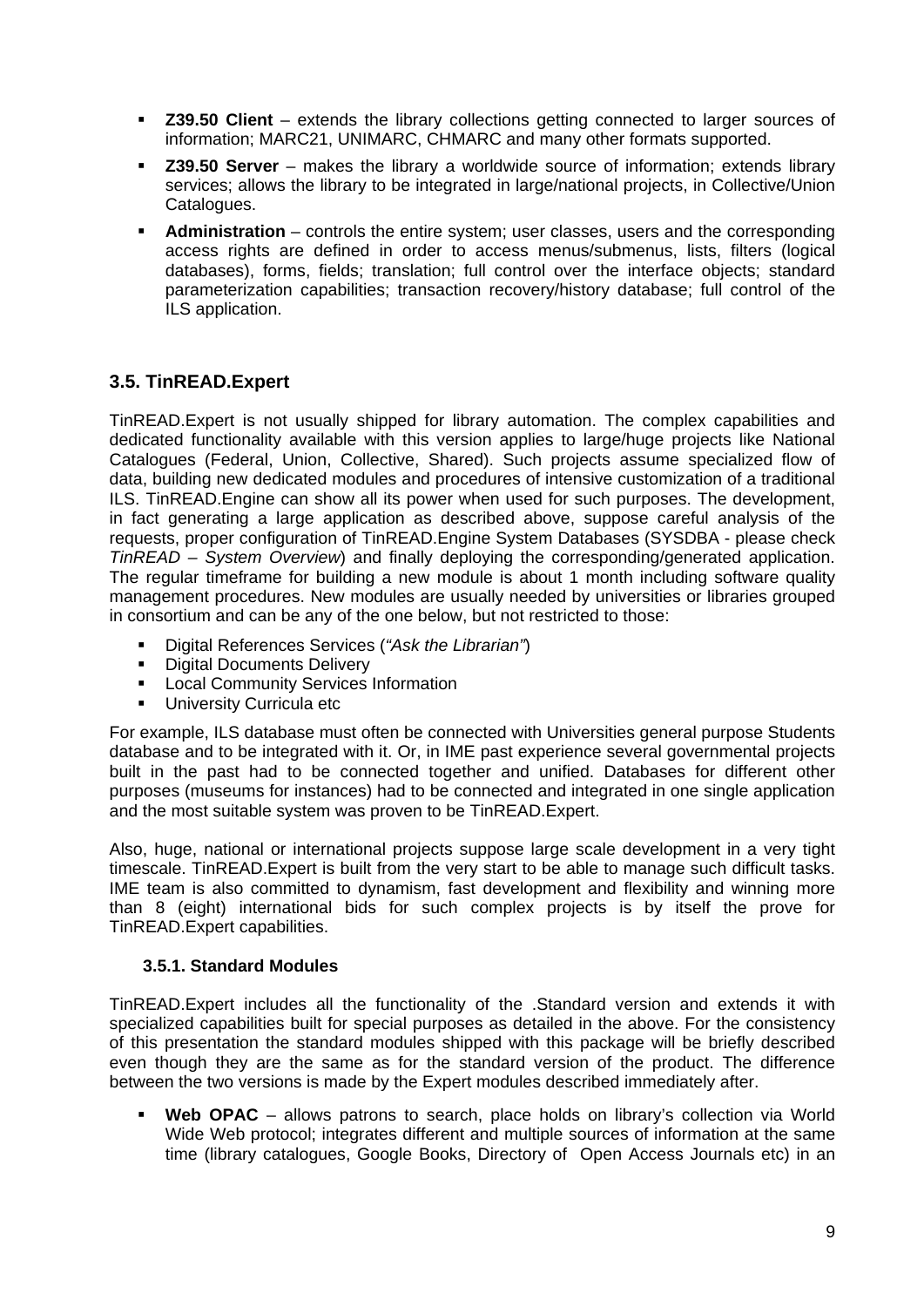- **Z39.50 Client** – extends the library collections getting connected to larger sources of information; MARC21, UNIMARC, CHMARC and many other formats supported.
- **Z39.50 Server** – makes the library a worldwide source of information; extends library services; allows the library to be integrated in large/national projects, in Collective/Union Catalogues.
- **Administration** – controls the entire system; user classes, users and the corresponding access rights are defined in order to access menus/submenus, lists, filters (logical databases), forms, fields; translation; full control over the interface objects; standard parameterization capabilities; transaction recovery/history database; full control of the ILS application.

## 3.5. TinREAD.Expert

TinREAD.Expert is not usually shipped for library automation. The complex capabilities and dedicated functionality available with this version applies to large/huge projects like National Catalogues (Federal, Union, Collective, Shared). Such projects assume specialized flow of data, building new dedicated modules and procedures of intensive customization of a traditional ILS. TinREAD.Engine can show all its power when used for such purposes. The development, in fact generating a large application as described above, suppose careful analysis of the requests, proper configuration of TinREAD.Engine System Databases (SYSDBA - please check *TinREAD – System Overview*) and finally deploying the corresponding/generated application. The regular timeframe for building a new module is about 1 month including software quality management procedures. New modules are usually needed by universities or libraries grouped in consortium and can be any of the one below, but not restricted to those:

- Digital References Services (*"Ask the Librarian"*)
- Digital Documents Delivery
- Local Community Services Information
- University Curricula etc

For example, ILS database must often be connected with Universities general purpose Students database and to be integrated with it. Or, in IME past experience several governmental projects built in the past had to be connected together and unified. Databases for different other purposes (museums for instances) had to be connected and integrated in one single application and the most suitable system was proven to be TinREAD.Expert.

Also, huge, national or international projects suppose large scale development in a very tight timescale. TinREAD.Expert is built from the very start to be able to manage such difficult tasks. IME team is also committed to dynamism, fast development and flexibility and winning more than 8 (eight) international bids for such complex projects is by itself the prove for TinREAD.Expert capabilities.

### 3.5.1. Standard Modules

TinREAD.Expert includes all the functionality of the .Standard version and extends it with specialized capabilities built for special purposes as detailed in the above. For the consistency of this presentation the standard modules shipped with this package will be briefly described even though they are the same as for the standard version of the product. The difference between the two versions is made by the Expert modules described immediately after.

- **Web OPAC** – allows patrons to search, place holds on library's collection via World Wide Web protocol; integrates different and multiple sources of information at the same time (library catalogues, Google Books, Directory of Open Access Journals etc) in an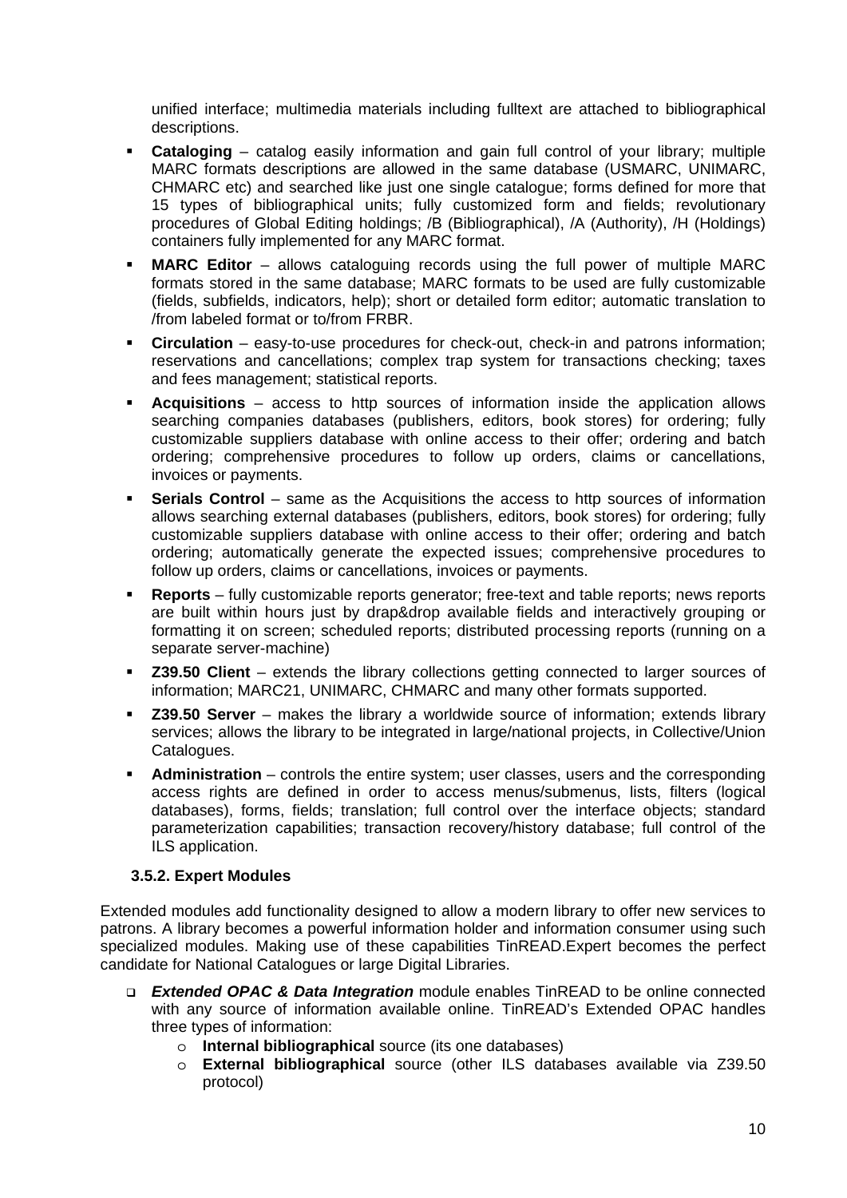unified interface; multimedia materials including fulltext are attached to bibliographical descriptions.

- **Cataloging** – catalog easily information and gain full control of your library; multiple MARC formats descriptions are allowed in the same database (USMARC, UNIMARC, CHMARC etc) and searched like just one single catalogue; forms defined for more that 15 types of bibliographical units; fully customized form and fields; revolutionary procedures of Global Editing holdings; /B (Bibliographical), /A (Authority), /H (Holdings) containers fully implemented for any MARC format.
- **MARC Editor** – allows cataloguing records using the full power of multiple MARC formats stored in the same database; MARC formats to be used are fully customizable (fields, subfields, indicators, help); short or detailed form editor; automatic translation to /from labeled format or to/from FRBR.
- **Circulation** – easy-to-use procedures for check-out, check-in and patrons information; reservations and cancellations; complex trap system for transactions checking; taxes and fees management; statistical reports.
- **Acquisitions** – access to http sources of information inside the application allows searching companies databases (publishers, editors, book stores) for ordering; fully customizable suppliers database with online access to their offer; ordering and batch ordering; comprehensive procedures to follow up orders, claims or cancellations, invoices or payments.
- **Serials Control** – same as the Acquisitions the access to http sources of information allows searching external databases (publishers, editors, book stores) for ordering; fully customizable suppliers database with online access to their offer; ordering and batch ordering; automatically generate the expected issues; comprehensive procedures to follow up orders, claims or cancellations, invoices or payments.
- **Reports** – fully customizable reports generator; free-text and table reports; news reports are built within hours just by drap&drop available fields and interactively grouping or formatting it on screen; scheduled reports; distributed processing reports (running on a separate server-machine)
- **Z39.50 Client** – extends the library collections getting connected to larger sources of information; MARC21, UNIMARC, CHMARC and many other formats supported.
- **Z39.50 Server** – makes the library a worldwide source of information; extends library services; allows the library to be integrated in large/national projects, in Collective/Union Catalogues.
- **Administration** – controls the entire system; user classes, users and the corresponding access rights are defined in order to access menus/submenus, lists, filters (logical databases), forms, fields; translation; full control over the interface objects; standard parameterization capabilities; transaction recovery/history database; full control of the ILS application.

### 3.5.2. Expert Modules

Extended modules add functionality designed to allow a modern library to offer new services to patrons. A library becomes a powerful information holder and information consumer using such specialized modules. Making use of these capabilities TinREAD.Expert becomes the perfect candidate for National Catalogues or large Digital Libraries.

- ***Extended OPAC & Data Integration*** module enables TinREAD to be online connected with any source of information available online. TinREAD's Extended OPAC handles three types of information:
  - **Internal bibliographical** source (its one databases)
  - **External bibliographical** source (other ILS databases available via Z39.50 protocol)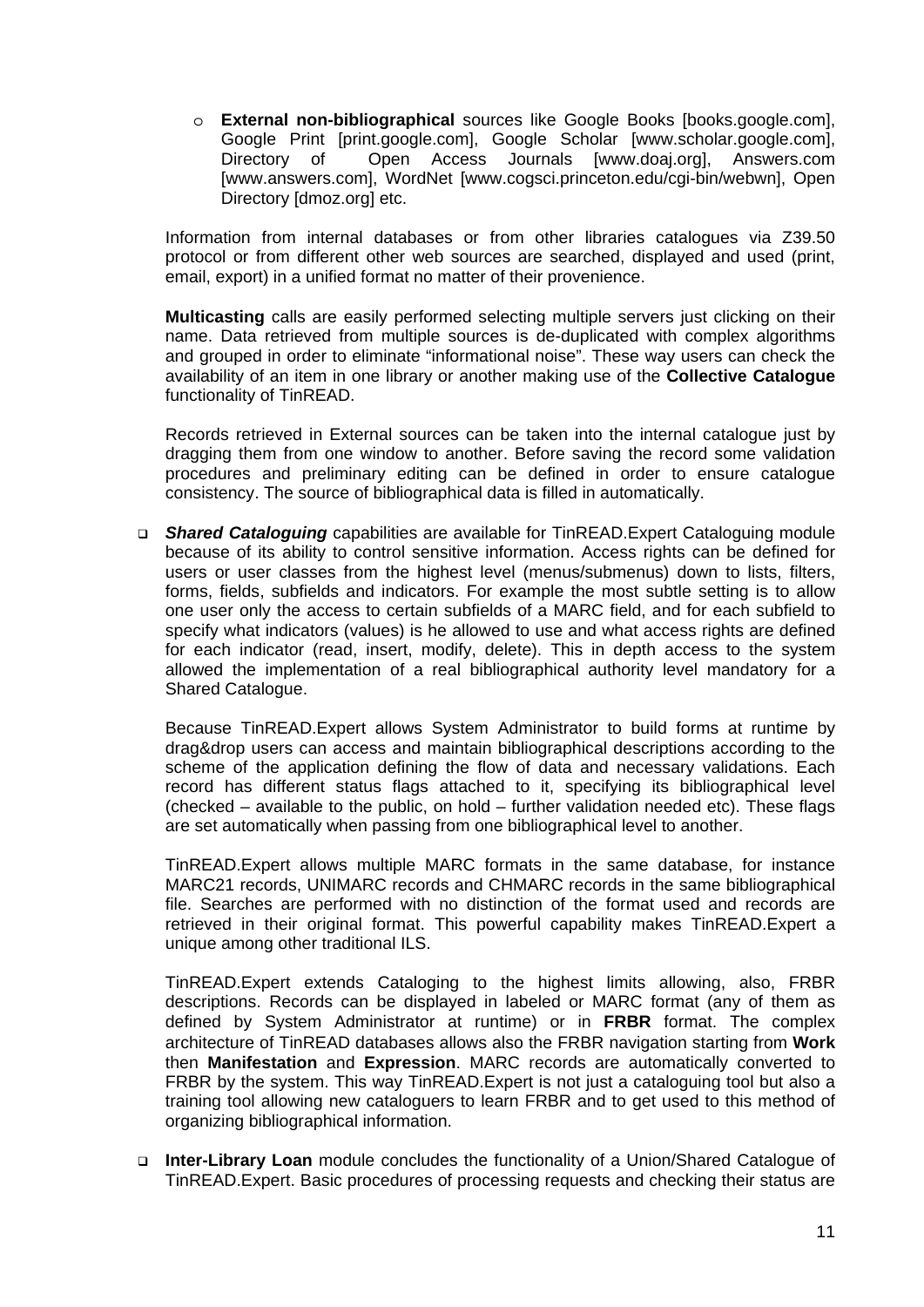- **External non-bibliographical** sources like Google Books [books.google.com], Google Print [print.google.com], Google Scholar [www.scholar.google.com], Directory of Open Access Journals [www.doaj.org], Answers.com [www.answers.com], WordNet [www.cogsci.princeton.edu/cgi-bin/webwn], Open Directory [dmoz.org] etc.

  Information from internal databases or from other libraries catalogues via Z39.50 protocol or from different other web sources are searched, displayed and used (print, email, export) in a unified format no matter of their provenience.

  **Multicasting** calls are easily performed selecting multiple servers just clicking on their name. Data retrieved from multiple sources is de-duplicated with complex algorithms and grouped in order to eliminate "informational noise". These way users can check the availability of an item in one library or another making use of the **Collective Catalogue** functionality of TinREAD.

  Records retrieved in External sources can be taken into the internal catalogue just by dragging them from one window to another. Before saving the record some validation procedures and preliminary editing can be defined in order to ensure catalogue consistency. The source of bibliographical data is filled in automatically.

- ***Shared Cataloguing*** capabilities are available for TinREAD.Expert Cataloguing module because of its ability to control sensitive information. Access rights can be defined for users or user classes from the highest level (menus/submenus) down to lists, filters, forms, fields, subfields and indicators. For example the most subtle setting is to allow one user only the access to certain subfields of a MARC field, and for each subfield to specify what indicators (values) is he allowed to use and what access rights are defined for each indicator (read, insert, modify, delete). This in depth access to the system allowed the implementation of a real bibliographical authority level mandatory for a Shared Catalogue.

  Because TinREAD.Expert allows System Administrator to build forms at runtime by drag&drop users can access and maintain bibliographical descriptions according to the scheme of the application defining the flow of data and necessary validations. Each record has different status flags attached to it, specifying its bibliographical level (checked – available to the public, on hold – further validation needed etc). These flags are set automatically when passing from one bibliographical level to another.

  TinREAD.Expert allows multiple MARC formats in the same database, for instance MARC21 records, UNIMARC records and CHMARC records in the same bibliographical file. Searches are performed with no distinction of the format used and records are retrieved in their original format. This powerful capability makes TinREAD.Expert a unique among other traditional ILS.

  TinREAD.Expert extends Cataloging to the highest limits allowing, also, FRBR descriptions. Records can be displayed in labeled or MARC format (any of them as defined by System Administrator at runtime) or in **FRBR** format. The complex architecture of TinREAD databases allows also the FRBR navigation starting from **Work** then **Manifestation** and **Expression**. MARC records are automatically converted to FRBR by the system. This way TinREAD.Expert is not just a cataloguing tool but also a training tool allowing new cataloguers to learn FRBR and to get used to this method of organizing bibliographical information.

- **Inter-Library Loan** module concludes the functionality of a Union/Shared Catalogue of TinREAD.Expert. Basic procedures of processing requests and checking their status are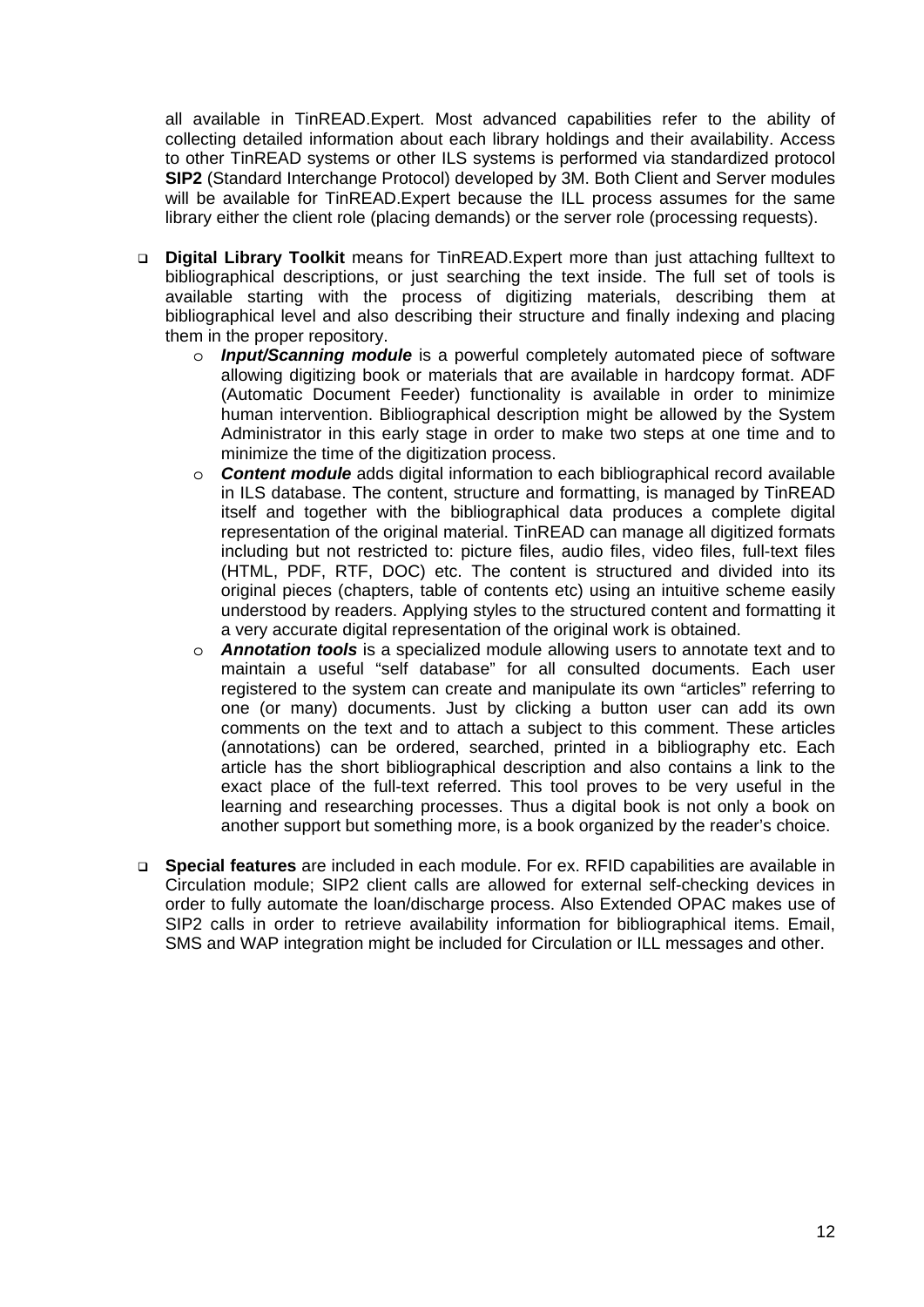all available in TinREAD.Expert. Most advanced capabilities refer to the ability of collecting detailed information about each library holdings and their availability. Access to other TinREAD systems or other ILS systems is performed via standardized protocol **SIP2** (Standard Interchange Protocol) developed by 3M. Both Client and Server modules will be available for TinREAD.Expert because the ILL process assumes for the same library either the client role (placing demands) or the server role (processing requests).

- **Digital Library Toolkit** means for TinREAD.Expert more than just attaching fulltext to bibliographical descriptions, or just searching the text inside. The full set of tools is available starting with the process of digitizing materials, describing them at bibliographical level and also describing their structure and finally indexing and placing them in the proper repository.
    - ***Input/Scanning module*** is a powerful completely automated piece of software allowing digitizing book or materials that are available in hardcopy format. ADF (Automatic Document Feeder) functionality is available in order to minimize human intervention. Bibliographical description might be allowed by the System Administrator in this early stage in order to make two steps at one time and to minimize the time of the digitization process.
    - ***Content module*** adds digital information to each bibliographical record available in ILS database. The content, structure and formatting, is managed by TinREAD itself and together with the bibliographical data produces a complete digital representation of the original material. TinREAD can manage all digitized formats including but not restricted to: picture files, audio files, video files, full-text files (HTML, PDF, RTF, DOC) etc. The content is structured and divided into its original pieces (chapters, table of contents etc) using an intuitive scheme easily understood by readers. Applying styles to the structured content and formatting it a very accurate digital representation of the original work is obtained.
    - ***Annotation tools*** is a specialized module allowing users to annotate text and to maintain a useful "self database" for all consulted documents. Each user registered to the system can create and manipulate its own "articles" referring to one (or many) documents. Just by clicking a button user can add its own comments on the text and to attach a subject to this comment. These articles (annotations) can be ordered, searched, printed in a bibliography etc. Each article has the short bibliographical description and also contains a link to the exact place of the full-text referred. This tool proves to be very useful in the learning and researching processes. Thus a digital book is not only a book on another support but something more, is a book organized by the reader's choice.

- **Special features** are included in each module. For ex. RFID capabilities are available in Circulation module; SIP2 client calls are allowed for external self-checking devices in order to fully automate the loan/discharge process. Also Extended OPAC makes use of SIP2 calls in order to retrieve availability information for bibliographical items. Email, SMS and WAP integration might be included for Circulation or ILL messages and other.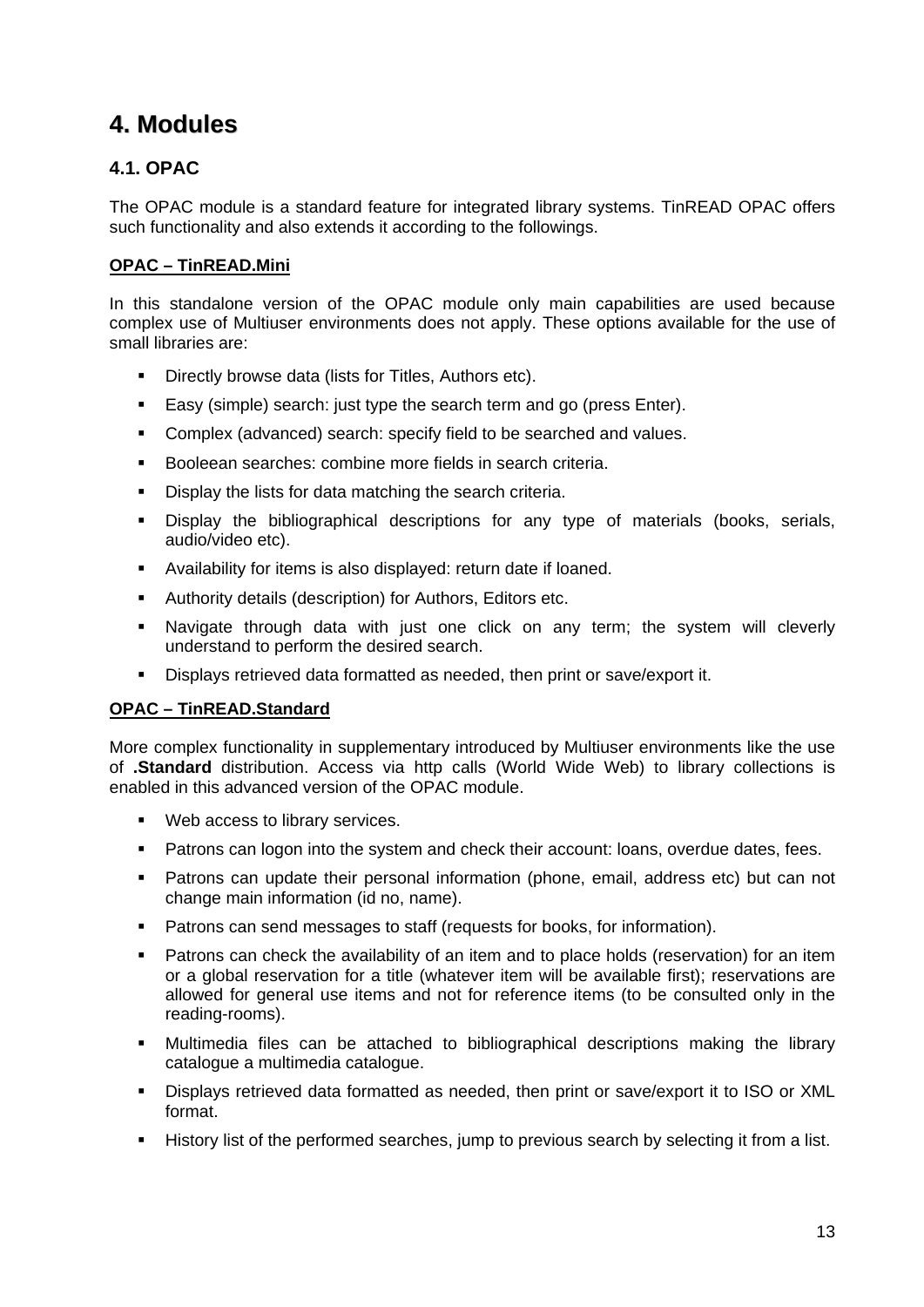# 4. Modules

## 4.1. OPAC

The OPAC module is a standard feature for integrated library systems. TinREAD OPAC offers such functionality and also extends it according to the followings.

**OPAC – TinREAD.Mini**

In this standalone version of the OPAC module only main capabilities are used because complex use of Multiuser environments does not apply. These options available for the use of small libraries are:

- Directly browse data (lists for Titles, Authors etc).
- Easy (simple) search: just type the search term and go (press Enter).
- Complex (advanced) search: specify field to be searched and values.
- Booleean searches: combine more fields in search criteria.
- Display the lists for data matching the search criteria.
- Display the bibliographical descriptions for any type of materials (books, serials, audio/video etc).
- Availability for items is also displayed: return date if loaned.
- Authority details (description) for Authors, Editors etc.
- Navigate through data with just one click on any term; the system will cleverly understand to perform the desired search.
- Displays retrieved data formatted as needed, then print or save/export it.

**OPAC – TinREAD.Standard**

More complex functionality in supplementary introduced by Multiuser environments like the use of **.Standard** distribution. Access via http calls (World Wide Web) to library collections is enabled in this advanced version of the OPAC module.

- Web access to library services.
- Patrons can logon into the system and check their account: loans, overdue dates, fees.
- Patrons can update their personal information (phone, email, address etc) but can not change main information (id no, name).
- Patrons can send messages to staff (requests for books, for information).
- Patrons can check the availability of an item and to place holds (reservation) for an item or a global reservation for a title (whatever item will be available first); reservations are allowed for general use items and not for reference items (to be consulted only in the reading-rooms).
- Multimedia files can be attached to bibliographical descriptions making the library catalogue a multimedia catalogue.
- Displays retrieved data formatted as needed, then print or save/export it to ISO or XML format.
- History list of the performed searches, jump to previous search by selecting it from a list.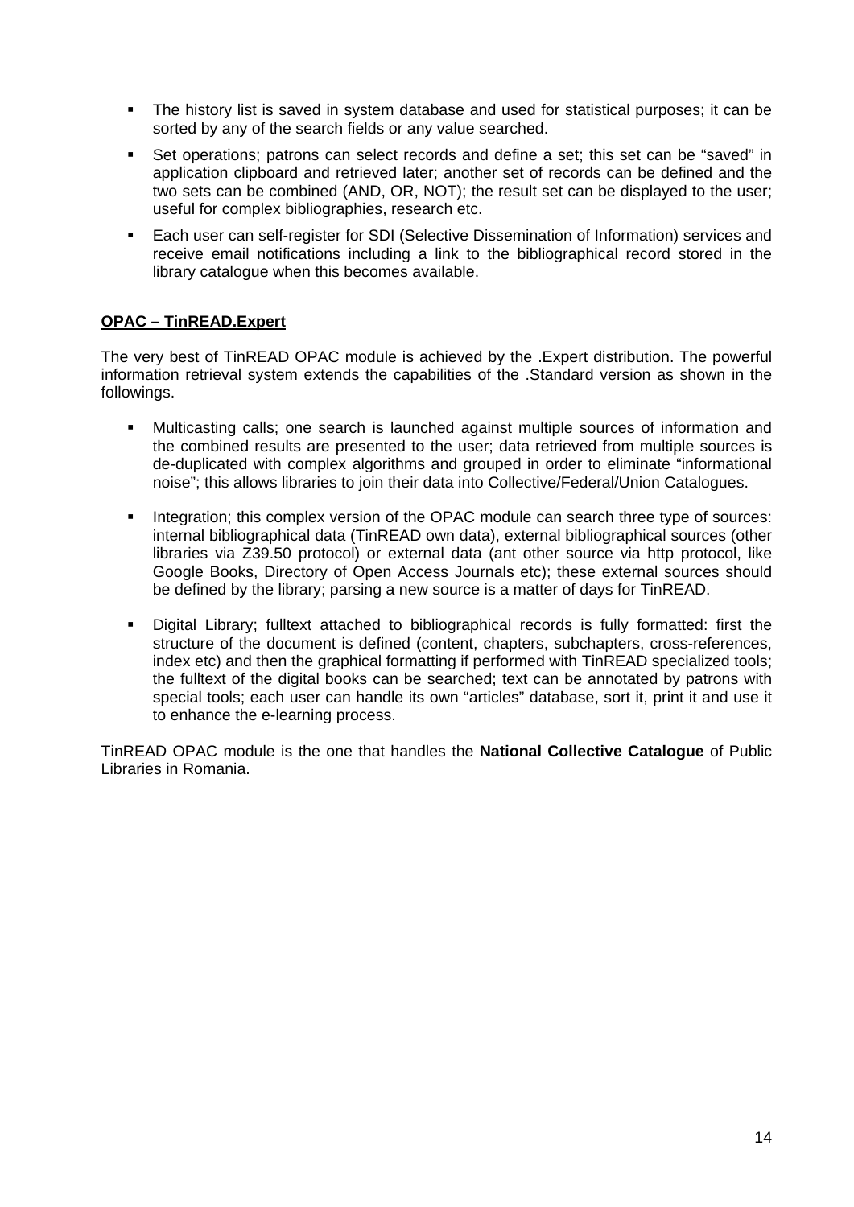- The history list is saved in system database and used for statistical purposes; it can be sorted by any of the search fields or any value searched.
- Set operations; patrons can select records and define a set; this set can be "saved" in application clipboard and retrieved later; another set of records can be defined and the two sets can be combined (AND, OR, NOT); the result set can be displayed to the user; useful for complex bibliographies, research etc.
- Each user can self-register for SDI (Selective Dissemination of Information) services and receive email notifications including a link to the bibliographical record stored in the library catalogue when this becomes available.

**OPAC – TinREAD.Expert**

The very best of TinREAD OPAC module is achieved by the .Expert distribution. The powerful information retrieval system extends the capabilities of the .Standard version as shown in the followings.

- Multicasting calls; one search is launched against multiple sources of information and the combined results are presented to the user; data retrieved from multiple sources is de-duplicated with complex algorithms and grouped in order to eliminate "informational noise"; this allows libraries to join their data into Collective/Federal/Union Catalogues.
- Integration; this complex version of the OPAC module can search three type of sources: internal bibliographical data (TinREAD own data), external bibliographical sources (other libraries via Z39.50 protocol) or external data (ant other source via http protocol, like Google Books, Directory of Open Access Journals etc); these external sources should be defined by the library; parsing a new source is a matter of days for TinREAD.
- Digital Library; fulltext attached to bibliographical records is fully formatted: first the structure of the document is defined (content, chapters, subchapters, cross-references, index etc) and then the graphical formatting if performed with TinREAD specialized tools; the fulltext of the digital books can be searched; text can be annotated by patrons with special tools; each user can handle its own "articles" database, sort it, print it and use it to enhance the e-learning process.

TinREAD OPAC module is the one that handles the **National Collective Catalogue** of Public Libraries in Romania.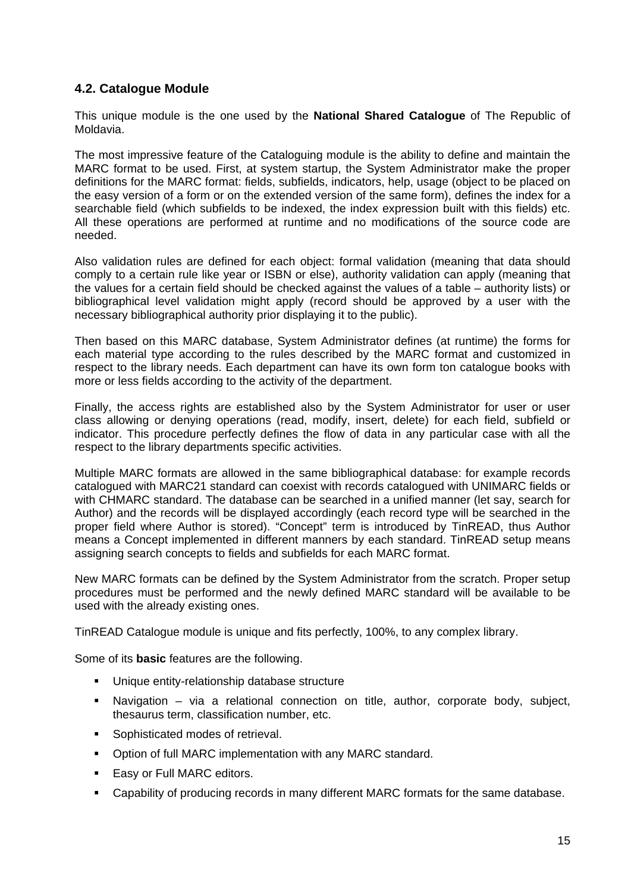### 4.2. Catalogue Module

This unique module is the one used by the **National Shared Catalogue** of The Republic of Moldavia.

The most impressive feature of the Cataloguing module is the ability to define and maintain the MARC format to be used. First, at system startup, the System Administrator make the proper definitions for the MARC format: fields, subfields, indicators, help, usage (object to be placed on the easy version of a form or on the extended version of the same form), defines the index for a searchable field (which subfields to be indexed, the index expression built with this fields) etc. All these operations are performed at runtime and no modifications of the source code are needed.

Also validation rules are defined for each object: formal validation (meaning that data should comply to a certain rule like year or ISBN or else), authority validation can apply (meaning that the values for a certain field should be checked against the values of a table – authority lists) or bibliographical level validation might apply (record should be approved by a user with the necessary bibliographical authority prior displaying it to the public).

Then based on this MARC database, System Administrator defines (at runtime) the forms for each material type according to the rules described by the MARC format and customized in respect to the library needs. Each department can have its own form ton catalogue books with more or less fields according to the activity of the department.

Finally, the access rights are established also by the System Administrator for user or user class allowing or denying operations (read, modify, insert, delete) for each field, subfield or indicator. This procedure perfectly defines the flow of data in any particular case with all the respect to the library departments specific activities.

Multiple MARC formats are allowed in the same bibliographical database: for example records catalogued with MARC21 standard can coexist with records catalogued with UNIMARC fields or with CHMARC standard. The database can be searched in a unified manner (let say, search for Author) and the records will be displayed accordingly (each record type will be searched in the proper field where Author is stored). "Concept" term is introduced by TinREAD, thus Author means a Concept implemented in different manners by each standard. TinREAD setup means assigning search concepts to fields and subfields for each MARC format.

New MARC formats can be defined by the System Administrator from the scratch. Proper setup procedures must be performed and the newly defined MARC standard will be available to be used with the already existing ones.

TinREAD Catalogue module is unique and fits perfectly, 100%, to any complex library.

Some of its **basic** features are the following.

- Unique entity-relationship database structure
- Navigation – via a relational connection on title, author, corporate body, subject, thesaurus term, classification number, etc.
- Sophisticated modes of retrieval.
- Option of full MARC implementation with any MARC standard.
- Easy or Full MARC editors.
- Capability of producing records in many different MARC formats for the same database.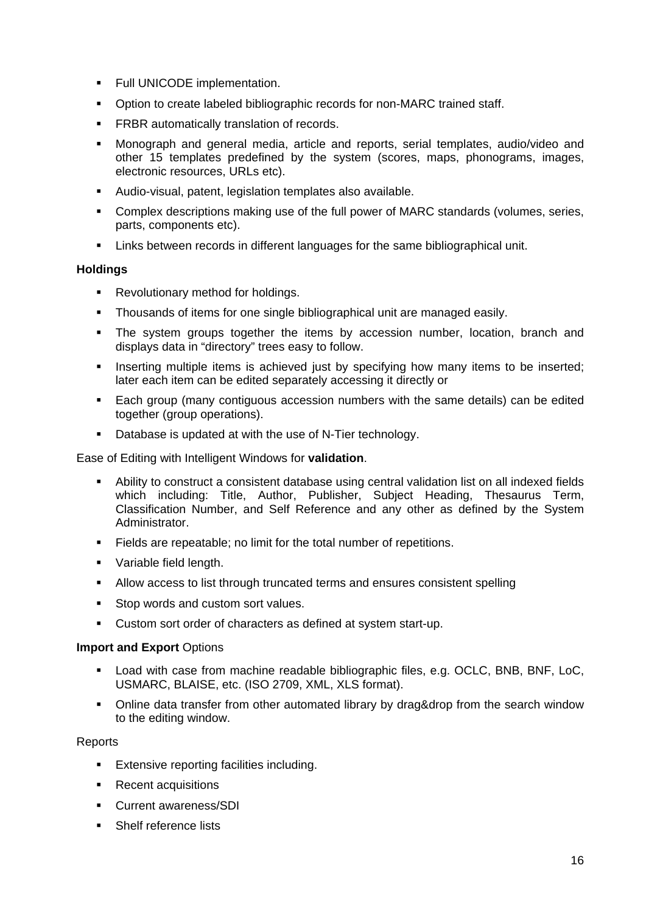- Full UNICODE implementation.
- Option to create labeled bibliographic records for non-MARC trained staff.
- FRBR automatically translation of records.
- Monograph and general media, article and reports, serial templates, audio/video and other 15 templates predefined by the system (scores, maps, phonograms, images, electronic resources, URLs etc).
- Audio-visual, patent, legislation templates also available.
- Complex descriptions making use of the full power of MARC standards (volumes, series, parts, components etc).
- Links between records in different languages for the same bibliographical unit.

**Holdings**

- Revolutionary method for holdings.
- Thousands of items for one single bibliographical unit are managed easily.
- The system groups together the items by accession number, location, branch and displays data in "directory" trees easy to follow.
- Inserting multiple items is achieved just by specifying how many items to be inserted; later each item can be edited separately accessing it directly or
- Each group (many contiguous accession numbers with the same details) can be edited together (group operations).
- Database is updated at with the use of N-Tier technology.

Ease of Editing with Intelligent Windows for **validation**.

- Ability to construct a consistent database using central validation list on all indexed fields which including: Title, Author, Publisher, Subject Heading, Thesaurus Term, Classification Number, and Self Reference and any other as defined by the System Administrator.
- Fields are repeatable; no limit for the total number of repetitions.
- Variable field length.
- Allow access to list through truncated terms and ensures consistent spelling
- Stop words and custom sort values.
- Custom sort order of characters as defined at system start-up.

**Import and Export** Options

- Load with case from machine readable bibliographic files, e.g. OCLC, BNB, BNF, LoC, USMARC, BLAISE, etc. (ISO 2709, XML, XLS format).
- Online data transfer from other automated library by drag&drop from the search window to the editing window.

Reports

- Extensive reporting facilities including.
- Recent acquisitions
- Current awareness/SDI
- Shelf reference lists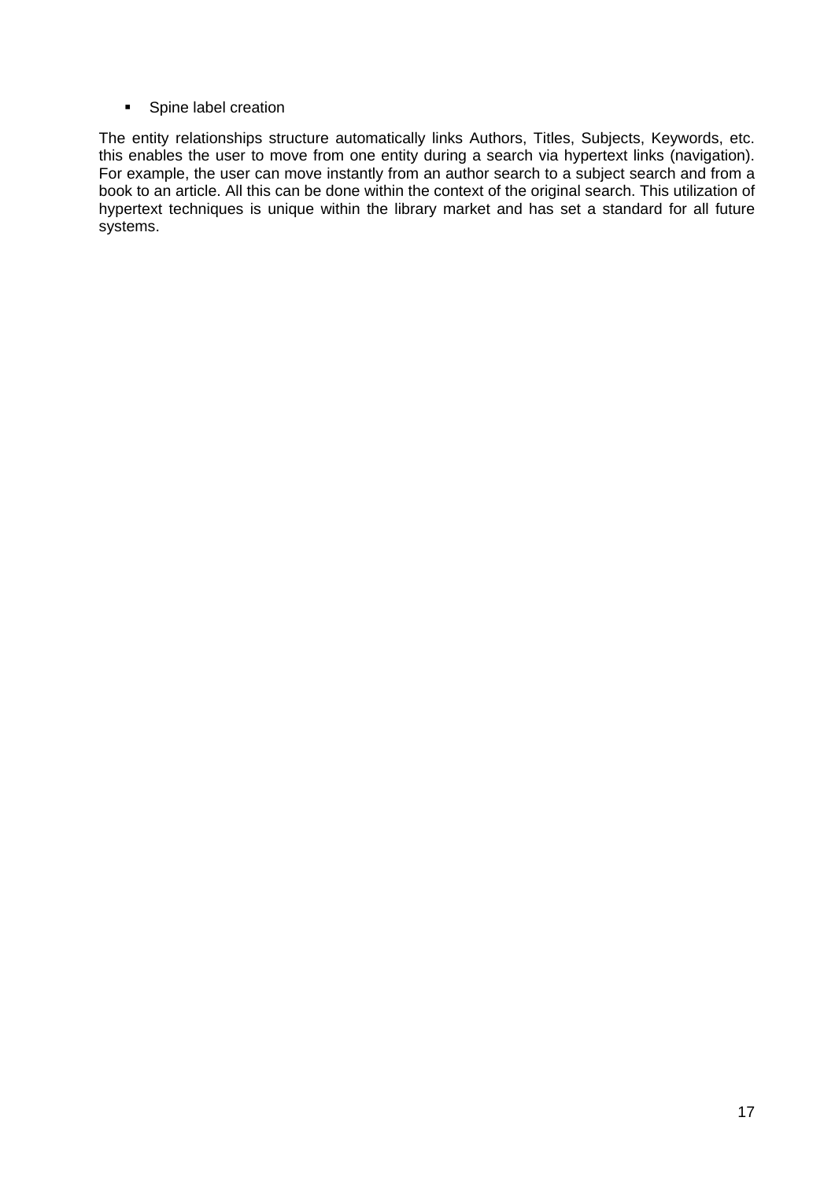- Spine label creation

The entity relationships structure automatically links Authors, Titles, Subjects, Keywords, etc. this enables the user to move from one entity during a search via hypertext links (navigation). For example, the user can move instantly from an author search to a subject search and from a book to an article. All this can be done within the context of the original search. This utilization of hypertext techniques is unique within the library market and has set a standard for all future systems.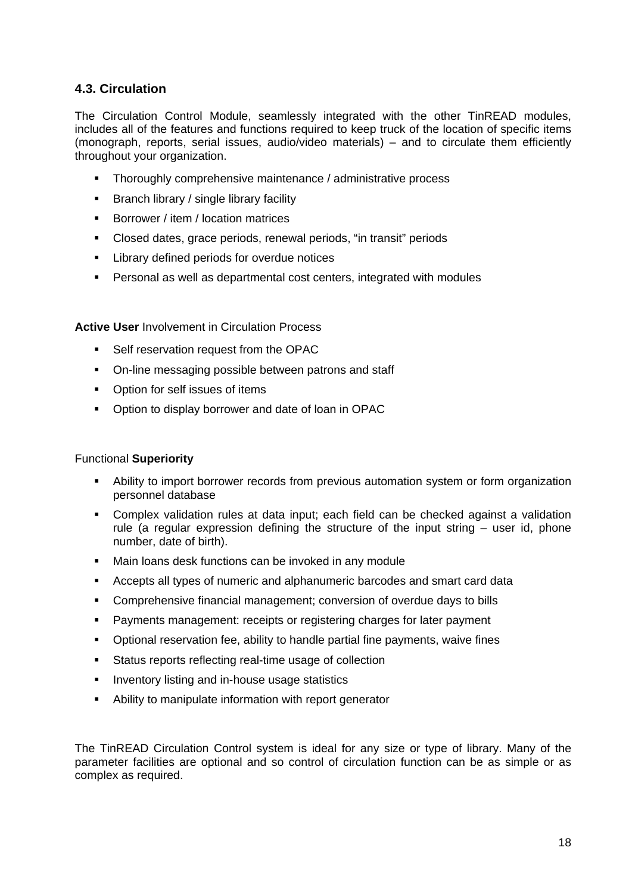### 4.3. Circulation

The Circulation Control Module, seamlessly integrated with the other TinREAD modules, includes all of the features and functions required to keep truck of the location of specific items (monograph, reports, serial issues, audio/video materials) – and to circulate them efficiently throughout your organization.

- Thoroughly comprehensive maintenance / administrative process
- Branch library / single library facility
- Borrower / item / location matrices
- Closed dates, grace periods, renewal periods, "in transit" periods
- Library defined periods for overdue notices
- Personal as well as departmental cost centers, integrated with modules

**Active User** Involvement in Circulation Process

- Self reservation request from the OPAC
- On-line messaging possible between patrons and staff
- Option for self issues of items
- Option to display borrower and date of loan in OPAC

Functional **Superiority**

- Ability to import borrower records from previous automation system or form organization personnel database
- Complex validation rules at data input; each field can be checked against a validation rule (a regular expression defining the structure of the input string – user id, phone number, date of birth).
- Main loans desk functions can be invoked in any module
- Accepts all types of numeric and alphanumeric barcodes and smart card data
- Comprehensive financial management; conversion of overdue days to bills
- Payments management: receipts or registering charges for later payment
- Optional reservation fee, ability to handle partial fine payments, waive fines
- Status reports reflecting real-time usage of collection
- Inventory listing and in-house usage statistics
- Ability to manipulate information with report generator

The TinREAD Circulation Control system is ideal for any size or type of library. Many of the parameter facilities are optional and so control of circulation function can be as simple or as complex as required.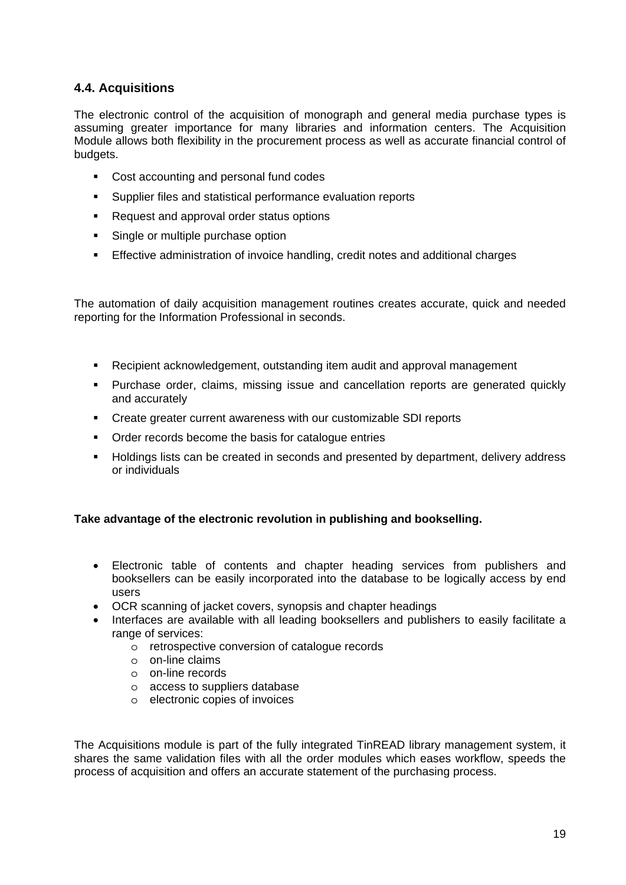## 4.4. Acquisitions

The electronic control of the acquisition of monograph and general media purchase types is assuming greater importance for many libraries and information centers. The Acquisition Module allows both flexibility in the procurement process as well as accurate financial control of budgets.

- Cost accounting and personal fund codes
- Supplier files and statistical performance evaluation reports
- Request and approval order status options
- Single or multiple purchase option
- Effective administration of invoice handling, credit notes and additional charges

The automation of daily acquisition management routines creates accurate, quick and needed reporting for the Information Professional in seconds.

- Recipient acknowledgement, outstanding item audit and approval management
- Purchase order, claims, missing issue and cancellation reports are generated quickly and accurately
- Create greater current awareness with our customizable SDI reports
- Order records become the basis for catalogue entries
- Holdings lists can be created in seconds and presented by department, delivery address or individuals

**Take advantage of the electronic revolution in publishing and bookselling.**

- Electronic table of contents and chapter heading services from publishers and booksellers can be easily incorporated into the database to be logically access by end users
- OCR scanning of jacket covers, synopsis and chapter headings
- Interfaces are available with all leading booksellers and publishers to easily facilitate a range of services:
  - retrospective conversion of catalogue records
  - on-line claims
  - on-line records
  - access to suppliers database
  - electronic copies of invoices

The Acquisitions module is part of the fully integrated TinREAD library management system, it shares the same validation files with all the order modules which eases workflow, speeds the process of acquisition and offers an accurate statement of the purchasing process.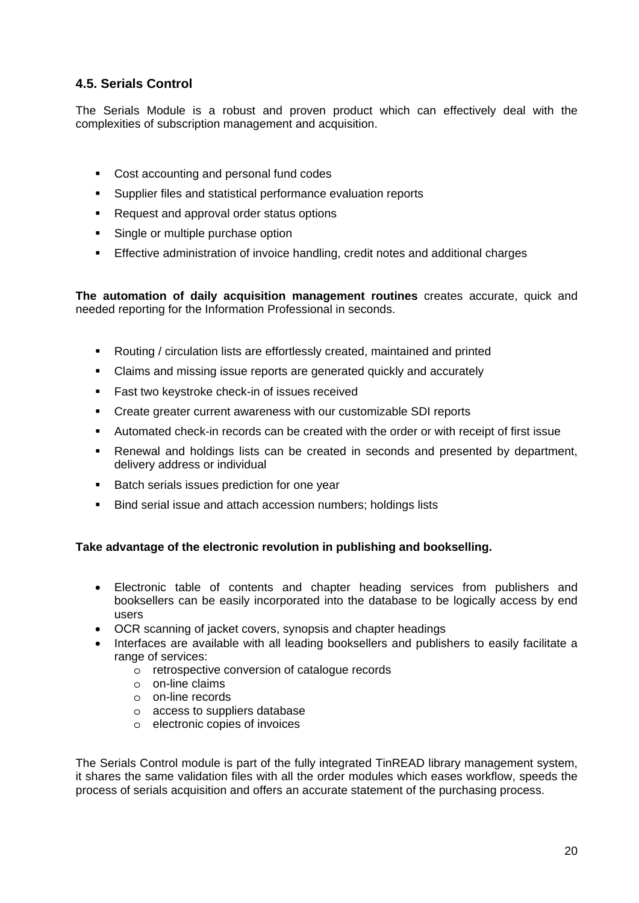## 4.5. Serials Control

The Serials Module is a robust and proven product which can effectively deal with the complexities of subscription management and acquisition.

- Cost accounting and personal fund codes
- Supplier files and statistical performance evaluation reports
- Request and approval order status options
- Single or multiple purchase option
- Effective administration of invoice handling, credit notes and additional charges

**The automation of daily acquisition management routines** creates accurate, quick and needed reporting for the Information Professional in seconds.

- Routing / circulation lists are effortlessly created, maintained and printed
- Claims and missing issue reports are generated quickly and accurately
- Fast two keystroke check-in of issues received
- Create greater current awareness with our customizable SDI reports
- Automated check-in records can be created with the order or with receipt of first issue
- Renewal and holdings lists can be created in seconds and presented by department, delivery address or individual
- Batch serials issues prediction for one year
- Bind serial issue and attach accession numbers; holdings lists

**Take advantage of the electronic revolution in publishing and bookselling.**

- Electronic table of contents and chapter heading services from publishers and booksellers can be easily incorporated into the database to be logically access by end users
- OCR scanning of jacket covers, synopsis and chapter headings
- Interfaces are available with all leading booksellers and publishers to easily facilitate a range of services:
    - retrospective conversion of catalogue records
    - on-line claims
    - on-line records
    - access to suppliers database
    - electronic copies of invoices

The Serials Control module is part of the fully integrated TinREAD library management system, it shares the same validation files with all the order modules which eases workflow, speeds the process of serials acquisition and offers an accurate statement of the purchasing process.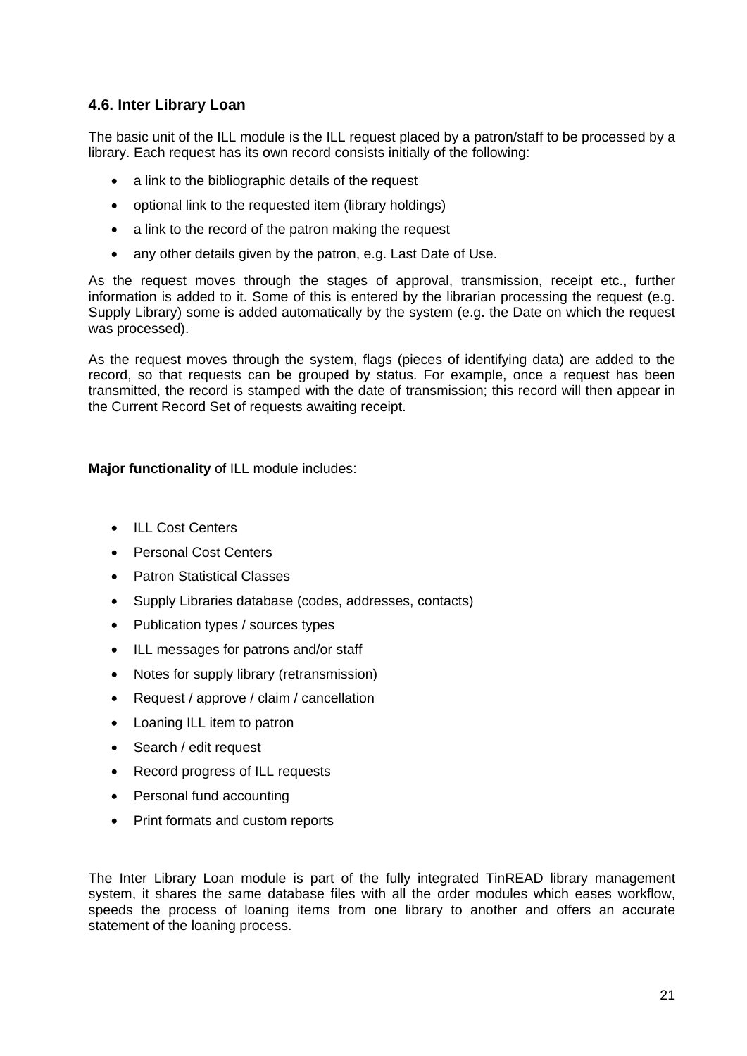### 4.6. Inter Library Loan

The basic unit of the ILL module is the ILL request placed by a patron/staff to be processed by a library. Each request has its own record consists initially of the following:

- a link to the bibliographic details of the request
- optional link to the requested item (library holdings)
- a link to the record of the patron making the request
- any other details given by the patron, e.g. Last Date of Use.

As the request moves through the stages of approval, transmission, receipt etc., further information is added to it. Some of this is entered by the librarian processing the request (e.g. Supply Library) some is added automatically by the system (e.g. the Date on which the request was processed).

As the request moves through the system, flags (pieces of identifying data) are added to the record, so that requests can be grouped by status. For example, once a request has been transmitted, the record is stamped with the date of transmission; this record will then appear in the Current Record Set of requests awaiting receipt.

**Major functionality** of ILL module includes:

- ILL Cost Centers
- Personal Cost Centers
- Patron Statistical Classes
- Supply Libraries database (codes, addresses, contacts)
- Publication types / sources types
- ILL messages for patrons and/or staff
- Notes for supply library (retransmission)
- Request / approve / claim / cancellation
- Loaning ILL item to patron
- Search / edit request
- Record progress of ILL requests
- Personal fund accounting
- Print formats and custom reports

The Inter Library Loan module is part of the fully integrated TinREAD library management system, it shares the same database files with all the order modules which eases workflow, speeds the process of loaning items from one library to another and offers an accurate statement of the loaning process.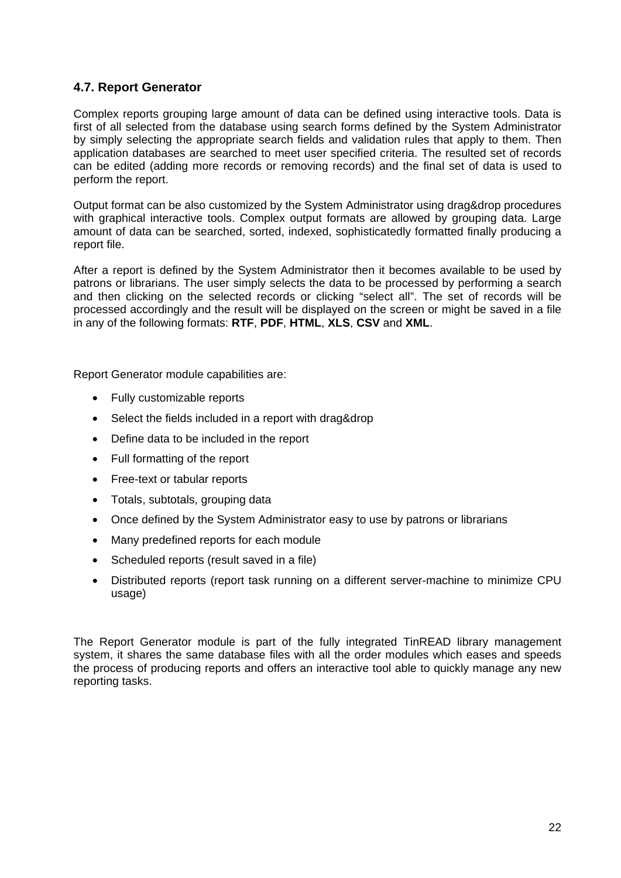## 4.7. Report Generator

Complex reports grouping large amount of data can be defined using interactive tools. Data is first of all selected from the database using search forms defined by the System Administrator by simply selecting the appropriate search fields and validation rules that apply to them. Then application databases are searched to meet user specified criteria. The resulted set of records can be edited (adding more records or removing records) and the final set of data is used to perform the report.

Output format can be also customized by the System Administrator using drag&drop procedures with graphical interactive tools. Complex output formats are allowed by grouping data. Large amount of data can be searched, sorted, indexed, sophisticatedly formatted finally producing a report file.

After a report is defined by the System Administrator then it becomes available to be used by patrons or librarians. The user simply selects the data to be processed by performing a search and then clicking on the selected records or clicking “select all”. The set of records will be processed accordingly and the result will be displayed on the screen or might be saved in a file in any of the following formats: **RTF**, **PDF**, **HTML**, **XLS**, **CSV** and **XML**.

Report Generator module capabilities are:

- Fully customizable reports
- Select the fields included in a report with drag&drop
- Define data to be included in the report
- Full formatting of the report
- Free-text or tabular reports
- Totals, subtotals, grouping data
- Once defined by the System Administrator easy to use by patrons or librarians
- Many predefined reports for each module
- Scheduled reports (result saved in a file)
- Distributed reports (report task running on a different server-machine to minimize CPU usage)

The Report Generator module is part of the fully integrated TinREAD library management system, it shares the same database files with all the order modules which eases and speeds the process of producing reports and offers an interactive tool able to quickly manage any new reporting tasks.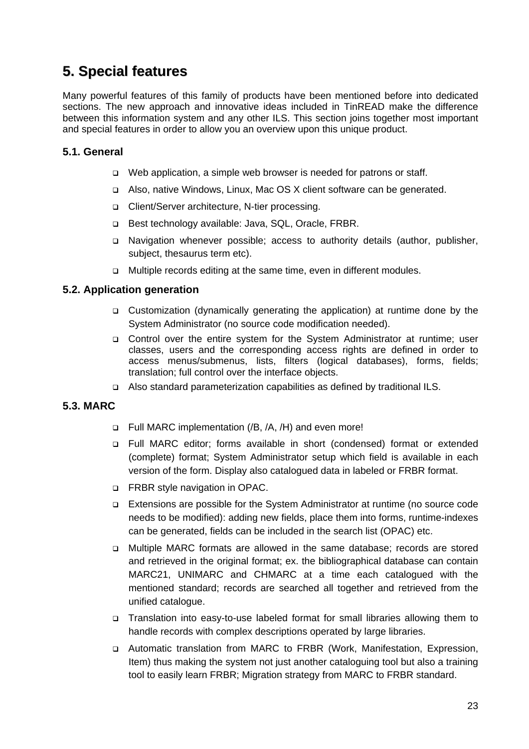# 5. Special features

Many powerful features of this family of products have been mentioned before into dedicated sections. The new approach and innovative ideas included in TinREAD make the difference between this information system and any other ILS. This section joins together most important and special features in order to allow you an overview upon this unique product.

### 5.1. General

- Web application, a simple web browser is needed for patrons or staff.
- Also, native Windows, Linux, Mac OS X client software can be generated.
- Client/Server architecture, N-tier processing.
- Best technology available: Java, SQL, Oracle, FRBR.
- Navigation whenever possible; access to authority details (author, publisher, subject, thesaurus term etc).
- Multiple records editing at the same time, even in different modules.

### 5.2. Application generation

- Customization (dynamically generating the application) at runtime done by the System Administrator (no source code modification needed).
- Control over the entire system for the System Administrator at runtime; user classes, users and the corresponding access rights are defined in order to access menus/submenus, lists, filters (logical databases), forms, fields; translation; full control over the interface objects.
- Also standard parameterization capabilities as defined by traditional ILS.

### 5.3. MARC

- Full MARC implementation (/B, /A, /H) and even more!
- Full MARC editor; forms available in short (condensed) format or extended (complete) format; System Administrator setup which field is available in each version of the form. Display also catalogued data in labeled or FRBR format.
- FRBR style navigation in OPAC.
- Extensions are possible for the System Administrator at runtime (no source code needs to be modified): adding new fields, place them into forms, runtime-indexes can be generated, fields can be included in the search list (OPAC) etc.
- Multiple MARC formats are allowed in the same database; records are stored and retrieved in the original format; ex. the bibliographical database can contain MARC21, UNIMARC and CHMARC at a time each catalogued with the mentioned standard; records are searched all together and retrieved from the unified catalogue.
- Translation into easy-to-use labeled format for small libraries allowing them to handle records with complex descriptions operated by large libraries.
- Automatic translation from MARC to FRBR (Work, Manifestation, Expression, Item) thus making the system not just another cataloguing tool but also a training tool to easily learn FRBR; Migration strategy from MARC to FRBR standard.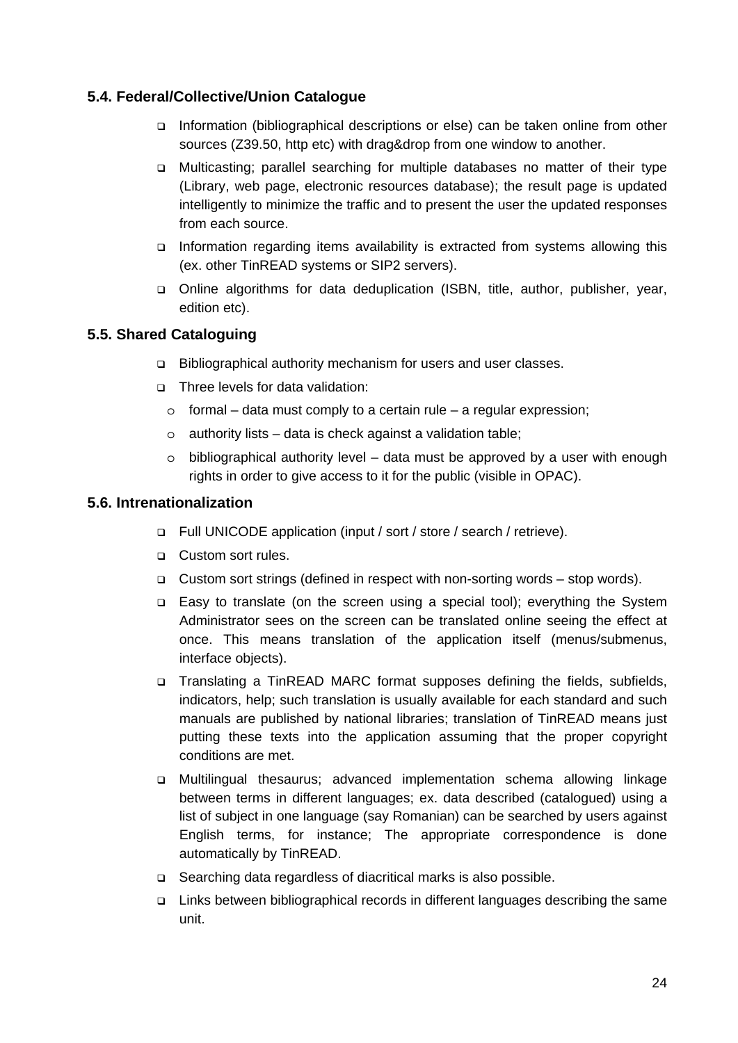### 5.4. Federal/Collective/Union Catalogue

- Information (bibliographical descriptions or else) can be taken online from other sources (Z39.50, http etc) with drag&drop from one window to another.
- Multicasting; parallel searching for multiple databases no matter of their type (Library, web page, electronic resources database); the result page is updated intelligently to minimize the traffic and to present the user the updated responses from each source.
- Information regarding items availability is extracted from systems allowing this (ex. other TinREAD systems or SIP2 servers).
- Online algorithms for data deduplication (ISBN, title, author, publisher, year, edition etc).

### 5.5. Shared Cataloguing

- Bibliographical authority mechanism for users and user classes.
- Three levels for data validation:
  - formal – data must comply to a certain rule – a regular expression;
  - authority lists – data is check against a validation table;
  - bibliographical authority level – data must be approved by a user with enough rights in order to give access to it for the public (visible in OPAC).

### 5.6. Intrenationalization

- Full UNICODE application (input / sort / store / search / retrieve).
- Custom sort rules.
- Custom sort strings (defined in respect with non-sorting words – stop words).
- Easy to translate (on the screen using a special tool); everything the System Administrator sees on the screen can be translated online seeing the effect at once. This means translation of the application itself (menus/submenus, interface objects).
- Translating a TinREAD MARC format supposes defining the fields, subfields, indicators, help; such translation is usually available for each standard and such manuals are published by national libraries; translation of TinREAD means just putting these texts into the application assuming that the proper copyright conditions are met.
- Multilingual thesaurus; advanced implementation schema allowing linkage between terms in different languages; ex. data described (catalogued) using a list of subject in one language (say Romanian) can be searched by users against English terms, for instance; The appropriate correspondence is done automatically by TinREAD.
- Searching data regardless of diacritical marks is also possible.
- Links between bibliographical records in different languages describing the same unit.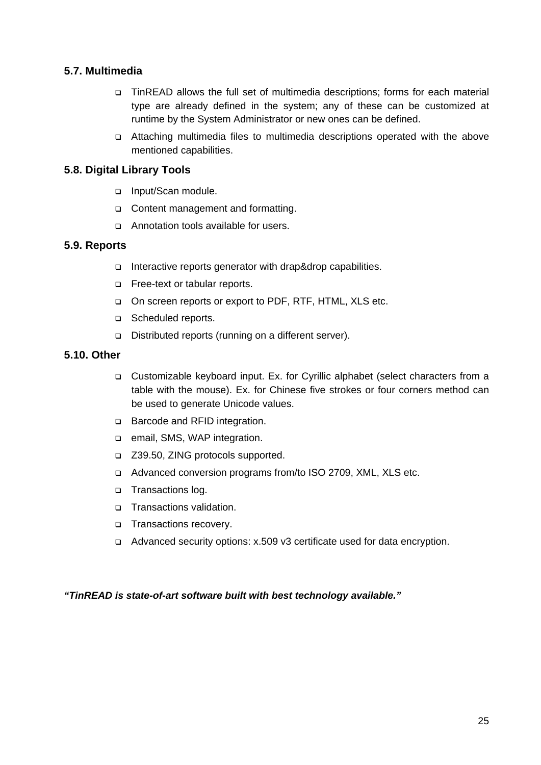### 5.7. Multimedia

- TinREAD allows the full set of multimedia descriptions; forms for each material type are already defined in the system; any of these can be customized at runtime by the System Administrator or new ones can be defined.
- Attaching multimedia files to multimedia descriptions operated with the above mentioned capabilities.

### 5.8. Digital Library Tools

- Input/Scan module.
- Content management and formatting.
- Annotation tools available for users.

### 5.9. Reports

- Interactive reports generator with drap&drop capabilities.
- Free-text or tabular reports.
- On screen reports or export to PDF, RTF, HTML, XLS etc.
- Scheduled reports.
- Distributed reports (running on a different server).

### 5.10. Other

- Customizable keyboard input. Ex. for Cyrillic alphabet (select characters from a table with the mouse). Ex. for Chinese five strokes or four corners method can be used to generate Unicode values.
- Barcode and RFID integration.
- email, SMS, WAP integration.
- Z39.50, ZING protocols supported.
- Advanced conversion programs from/to ISO 2709, XML, XLS etc.
- Transactions log.
- Transactions validation.
- Transactions recovery.
- Advanced security options: x.509 v3 certificate used for data encryption.

***"TinREAD is state-of-art software built with best technology available."***